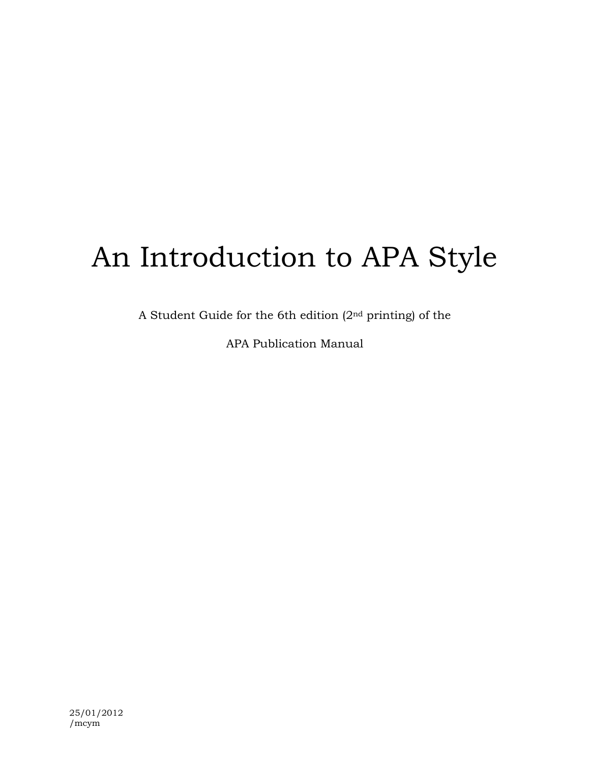# An Introduction to APA Style

A Student Guide for the 6th edition (2nd printing) of the

APA Publication Manual

25/01/2012
/mcym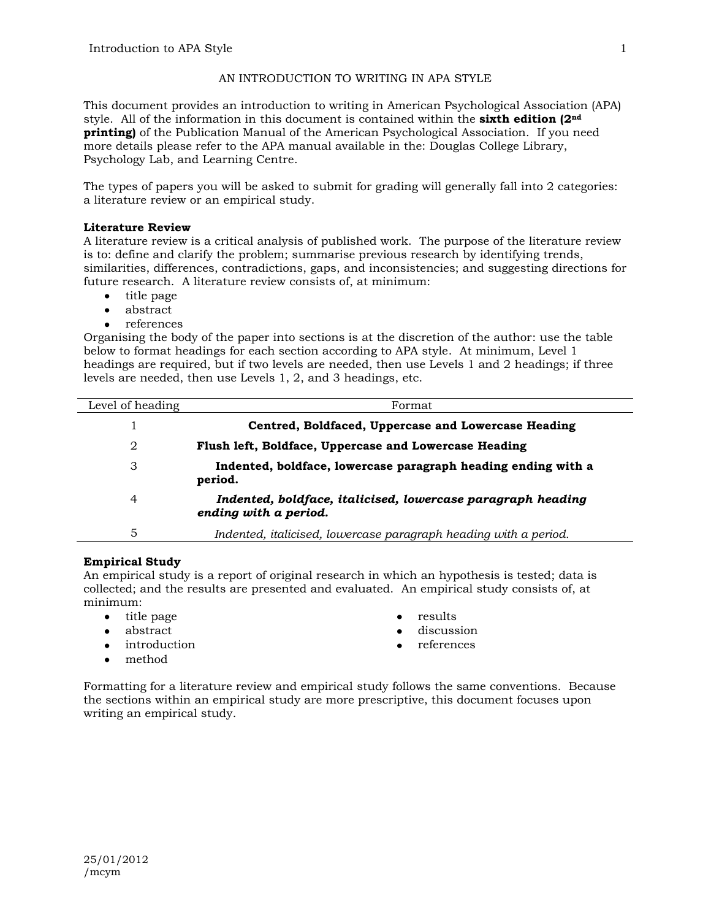# AN INTRODUCTION TO WRITING IN APA STYLE

This document provides an introduction to writing in American Psychological Association (APA) style. All of the information in this document is contained within the **sixth edition (2nd printing)** of the Publication Manual of the American Psychological Association. If you need more details please refer to the APA manual available in the: Douglas College Library, Psychology Lab, and Learning Centre.

The types of papers you will be asked to submit for grading will generally fall into 2 categories: a literature review or an empirical study.

**Literature Review**

A literature review is a critical analysis of published work. The purpose of the literature review is to: define and clarify the problem; summarise previous research by identifying trends, similarities, differences, contradictions, gaps, and inconsistencies; and suggesting directions for future research. A literature review consists of, at minimum:

- title page
- abstract
- references

Organising the body of the paper into sections is at the discretion of the author: use the table below to format headings for each section according to APA style. At minimum, Level 1 headings are required, but if two levels are needed, then use Levels 1 and 2 headings; if three levels are needed, then use Levels 1, 2, and 3 headings, etc.

| Level of heading | Format |
|---|---|
| 1 | **Centred, Boldfaced, Uppercase and Lowercase Heading** |
| 2 | **Flush left, Boldface, Uppercase and Lowercase Heading** |
| 3 | **Indented, boldface, lowercase paragraph heading ending with a period.** |
| 4 | ***Indented, boldface, italicised, lowercase paragraph heading ending with a period.*** |
| 5 | *Indented, italicised, lowercase paragraph heading with a period.* |

**Empirical Study**

An empirical study is a report of original research in which an hypothesis is tested; data is collected; and the results are presented and evaluated. An empirical study consists of, at minimum:

- title page
- abstract
- introduction
- method
- results
- discussion
- references

Formatting for a literature review and empirical study follows the same conventions. Because the sections within an empirical study are more prescriptive, this document focuses upon writing an empirical study.

25/01/2012
/mcym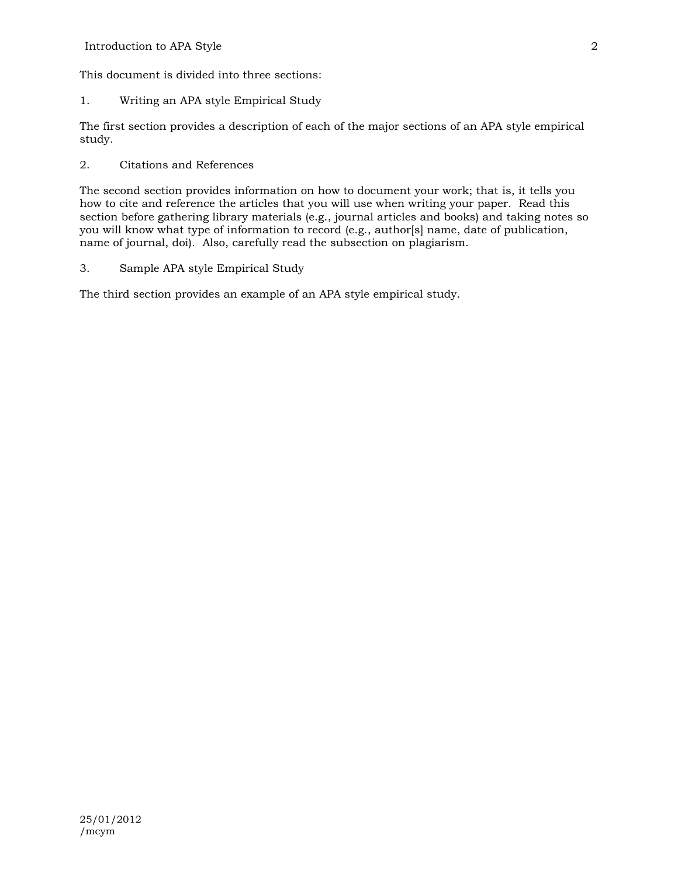This document is divided into three sections:

1. Writing an APA style Empirical Study

The first section provides a description of each of the major sections of an APA style empirical study.

2. Citations and References

The second section provides information on how to document your work; that is, it tells you how to cite and reference the articles that you will use when writing your paper. Read this section before gathering library materials (e.g., journal articles and books) and taking notes so you will know what type of information to record (e.g., author[s] name, date of publication, name of journal, doi). Also, carefully read the subsection on plagiarism.

3. Sample APA style Empirical Study

The third section provides an example of an APA style empirical study.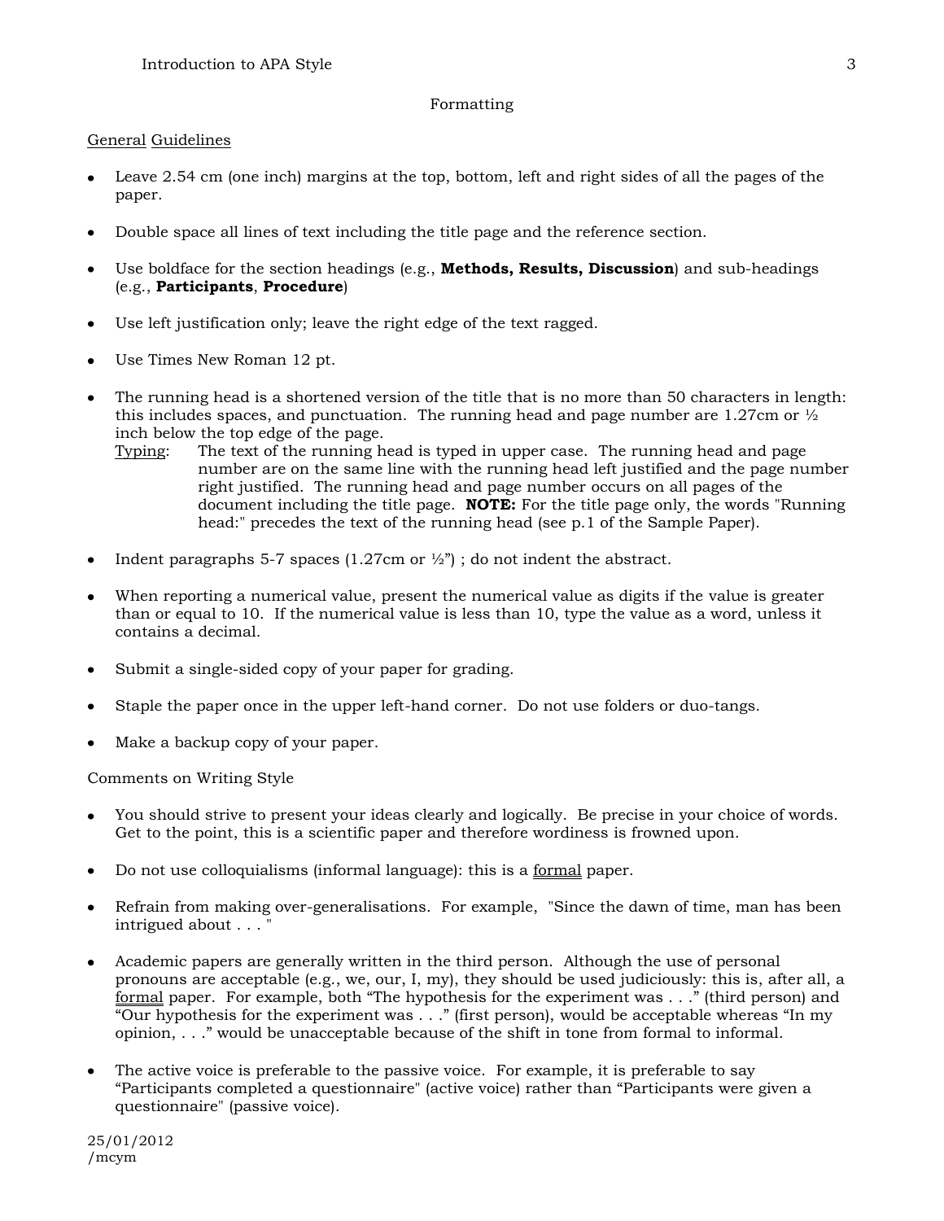# Formatting

## <u>General</u> <u>Guidelines</u>

- Leave 2.54 cm (one inch) margins at the top, bottom, left and right sides of all the pages of the paper.
- Double space all lines of text including the title page and the reference section.
- Use boldface for the section headings (e.g., **Methods, Results, Discussion**) and sub-headings (e.g., **Participants**, **Procedure**)
- Use left justification only; leave the right edge of the text ragged.
- Use Times New Roman 12 pt.
- The running head is a shortened version of the title that is no more than 50 characters in length: this includes spaces, and punctuation. The running head and page number are 1.27cm or ½ inch below the top edge of the page.
  <u>Typing</u>: The text of the running head is typed in upper case. The running head and page number are on the same line with the running head left justified and the page number right justified. The running head and page number occurs on all pages of the document including the title page. **NOTE:** For the title page only, the words "Running head:" precedes the text of the running head (see p.1 of the Sample Paper).
- Indent paragraphs 5-7 spaces (1.27cm or ½") ; do not indent the abstract.
- When reporting a numerical value, present the numerical value as digits if the value is greater than or equal to 10. If the numerical value is less than 10, type the value as a word, unless it contains a decimal.
- Submit a single-sided copy of your paper for grading.
- Staple the paper once in the upper left-hand corner. Do not use folders or duo-tangs.
- Make a backup copy of your paper.

## Comments on Writing Style

- You should strive to present your ideas clearly and logically. Be precise in your choice of words. Get to the point, this is a scientific paper and therefore wordiness is frowned upon.
- Do not use colloquialisms (informal language): this is a <u>formal</u> paper.
- Refrain from making over-generalisations. For example, "Since the dawn of time, man has been intrigued about . . . "
- Academic papers are generally written in the third person. Although the use of personal pronouns are acceptable (e.g., we, our, I, my), they should be used judiciously: this is, after all, a <u>formal</u> paper. For example, both "The hypothesis for the experiment was . . ." (third person) and "Our hypothesis for the experiment was . . ." (first person), would be acceptable whereas "In my opinion, . . ." would be unacceptable because of the shift in tone from formal to informal.
- The active voice is preferable to the passive voice. For example, it is preferable to say "Participants completed a questionnaire" (active voice) rather than "Participants were given a questionnaire" (passive voice).

25/01/2012
/mcym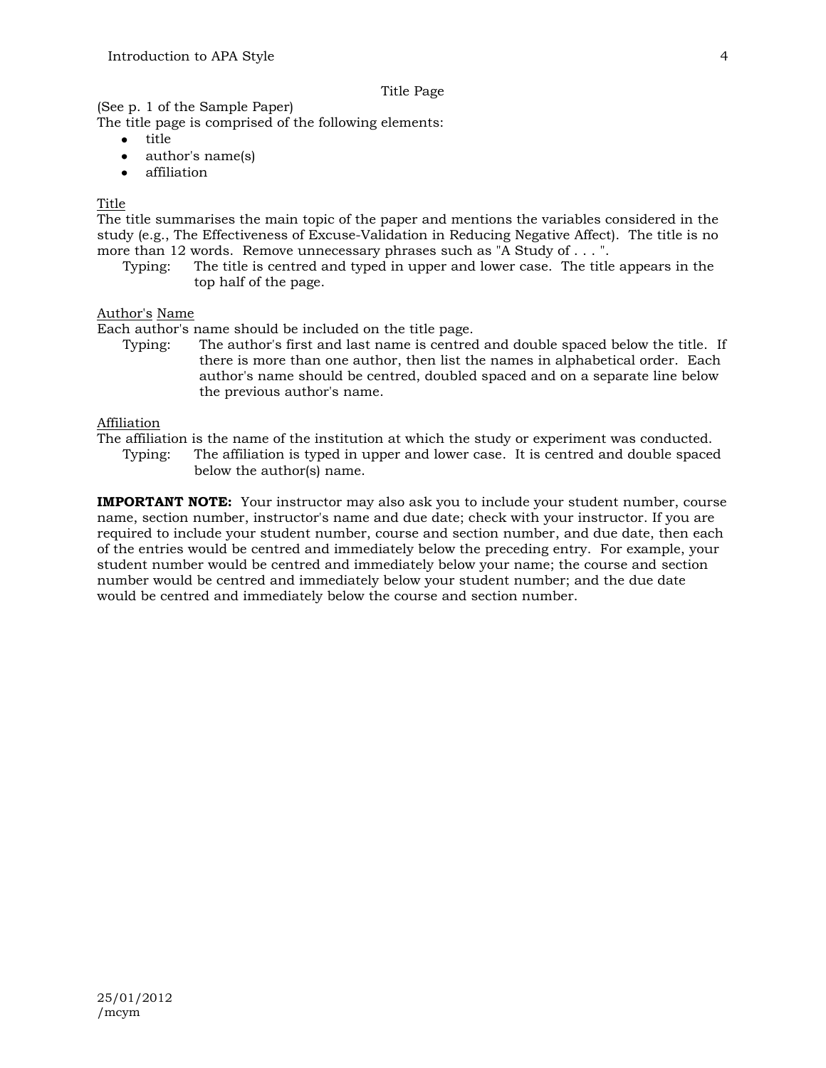## Title Page

(See p. 1 of the Sample Paper)
The title page is comprised of the following elements:

- title
- author's name(s)
- affiliation

### Title

The title summarises the main topic of the paper and mentions the variables considered in the study (e.g., The Effectiveness of Excuse-Validation in Reducing Negative Affect). The title is no more than 12 words. Remove unnecessary phrases such as "A Study of . . . ".

Typing: The title is centred and typed in upper and lower case. The title appears in the top half of the page.

### Author's Name

Each author's name should be included on the title page.

Typing: The author's first and last name is centred and double spaced below the title. If there is more than one author, then list the names in alphabetical order. Each author's name should be centred, doubled spaced and on a separate line below the previous author's name.

### Affiliation

The affiliation is the name of the institution at which the study or experiment was conducted.

Typing: The affiliation is typed in upper and lower case. It is centred and double spaced below the author(s) name.

**IMPORTANT NOTE:** Your instructor may also ask you to include your student number, course name, section number, instructor's name and due date; check with your instructor. If you are required to include your student number, course and section number, and due date, then each of the entries would be centred and immediately below the preceding entry. For example, your student number would be centred and immediately below your name; the course and section number would be centred and immediately below your student number; and the due date would be centred and immediately below the course and section number.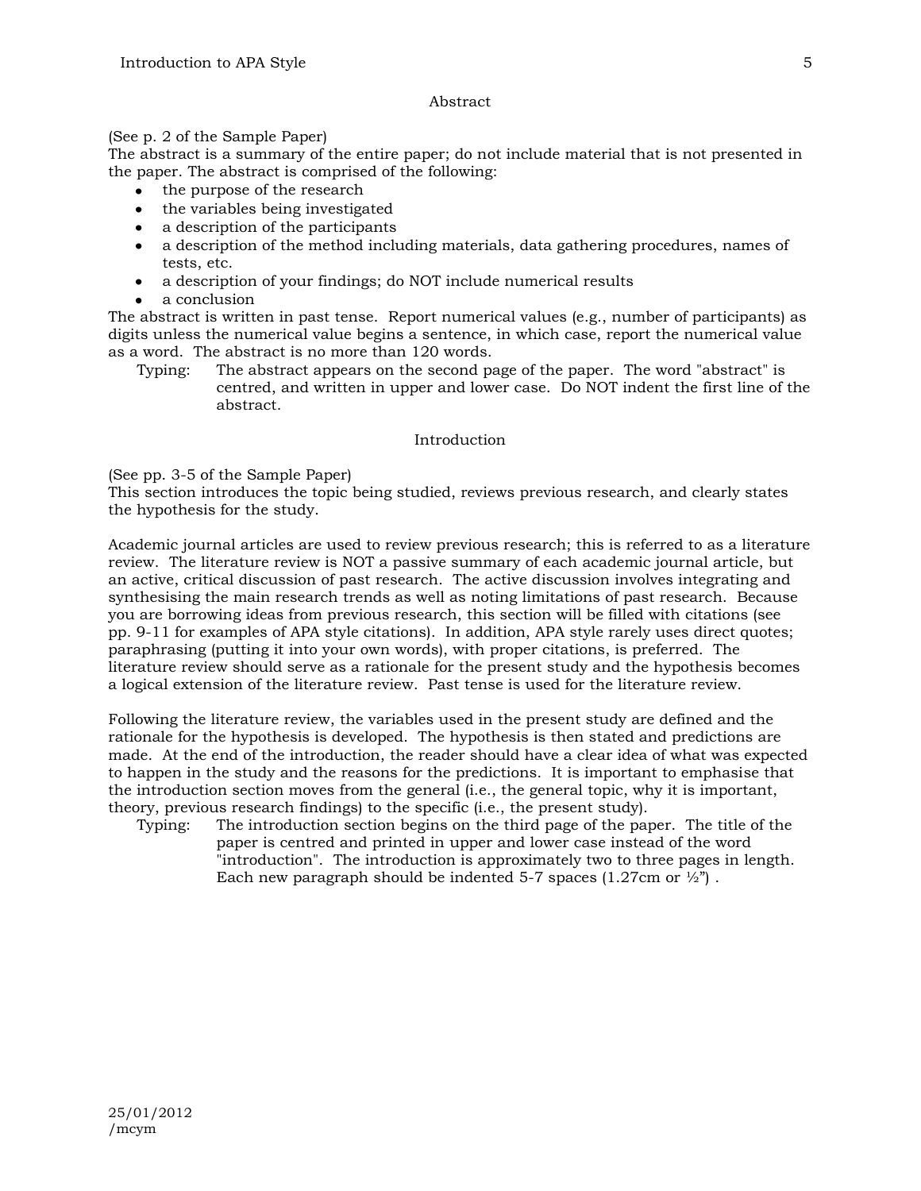## Abstract

(See p. 2 of the Sample Paper)
The abstract is a summary of the entire paper; do not include material that is not presented in the paper. The abstract is comprised of the following:

- the purpose of the research
- the variables being investigated
- a description of the participants
- a description of the method including materials, data gathering procedures, names of tests, etc.
- a description of your findings; do NOT include numerical results
- a conclusion

The abstract is written in past tense. Report numerical values (e.g., number of participants) as digits unless the numerical value begins a sentence, in which case, report the numerical value as a word. The abstract is no more than 120 words.

Typing: The abstract appears on the second page of the paper. The word "abstract" is centred, and written in upper and lower case. Do NOT indent the first line of the abstract.

## Introduction

(See pp. 3-5 of the Sample Paper)
This section introduces the topic being studied, reviews previous research, and clearly states the hypothesis for the study.

Academic journal articles are used to review previous research; this is referred to as a literature review. The literature review is NOT a passive summary of each academic journal article, but an active, critical discussion of past research. The active discussion involves integrating and synthesising the main research trends as well as noting limitations of past research. Because you are borrowing ideas from previous research, this section will be filled with citations (see pp. 9-11 for examples of APA style citations). In addition, APA style rarely uses direct quotes; paraphrasing (putting it into your own words), with proper citations, is preferred. The literature review should serve as a rationale for the present study and the hypothesis becomes a logical extension of the literature review. Past tense is used for the literature review.

Following the literature review, the variables used in the present study are defined and the rationale for the hypothesis is developed. The hypothesis is then stated and predictions are made. At the end of the introduction, the reader should have a clear idea of what was expected to happen in the study and the reasons for the predictions. It is important to emphasise that the introduction section moves from the general (i.e., the general topic, why it is important, theory, previous research findings) to the specific (i.e., the present study).

Typing: The introduction section begins on the third page of the paper. The title of the paper is centred and printed in upper and lower case instead of the word "introduction". The introduction is approximately two to three pages in length. Each new paragraph should be indented 5-7 spaces (1.27cm or ½") .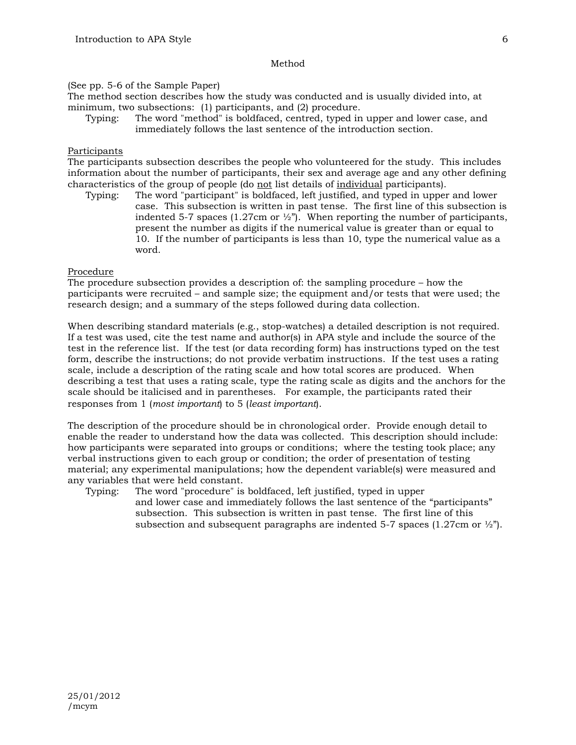# Method

(See pp. 5-6 of the Sample Paper)
The method section describes how the study was conducted and is usually divided into, at minimum, two subsections: (1) participants, and (2) procedure.

Typing: The word "method" is boldfaced, centred, typed in upper and lower case, and immediately follows the last sentence of the introduction section.

## Participants

The participants subsection describes the people who volunteered for the study. This includes information about the number of participants, their sex and average age and any other defining characteristics of the group of people (do not list details of individual participants).

Typing: The word "participant" is boldfaced, left justified, and typed in upper and lower case. This subsection is written in past tense. The first line of this subsection is indented 5-7 spaces (1.27cm or ½”). When reporting the number of participants, present the number as digits if the numerical value is greater than or equal to 10. If the number of participants is less than 10, type the numerical value as a word.

## Procedure

The procedure subsection provides a description of: the sampling procedure – how the participants were recruited – and sample size; the equipment and/or tests that were used; the research design; and a summary of the steps followed during data collection.

When describing standard materials (e.g., stop-watches) a detailed description is not required. If a test was used, cite the test name and author(s) in APA style and include the source of the test in the reference list. If the test (or data recording form) has instructions typed on the test form, describe the instructions; do not provide verbatim instructions. If the test uses a rating scale, include a description of the rating scale and how total scores are produced. When describing a test that uses a rating scale, type the rating scale as digits and the anchors for the scale should be italicised and in parentheses. For example, the participants rated their responses from 1 (*most important*) to 5 (*least important*).

The description of the procedure should be in chronological order. Provide enough detail to enable the reader to understand how the data was collected. This description should include: how participants were separated into groups or conditions; where the testing took place; any verbal instructions given to each group or condition; the order of presentation of testing material; any experimental manipulations; how the dependent variable(s) were measured and any variables that were held constant.

Typing: The word "procedure" is boldfaced, left justified, typed in upper and lower case and immediately follows the last sentence of the “participants” subsection. This subsection is written in past tense. The first line of this subsection and subsequent paragraphs are indented 5-7 spaces (1.27cm or ½”).

25/01/2012
/mcym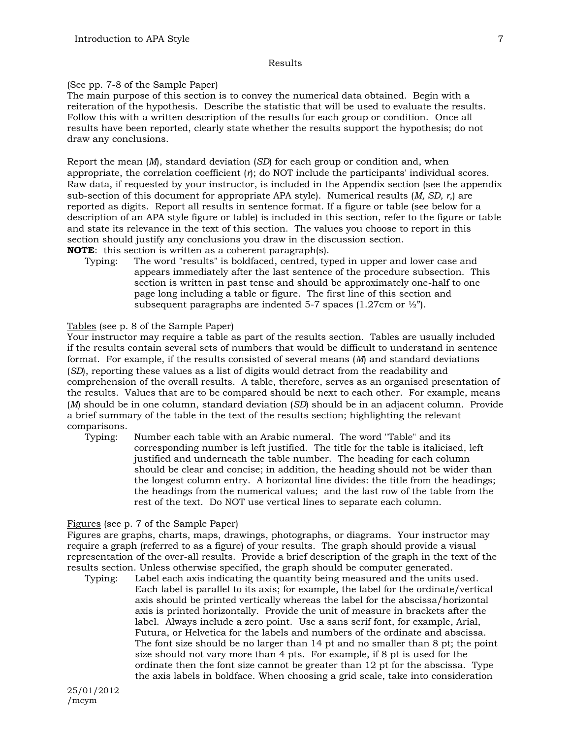## Results

(See pp. 7-8 of the Sample Paper)
The main purpose of this section is to convey the numerical data obtained. Begin with a reiteration of the hypothesis. Describe the statistic that will be used to evaluate the results. Follow this with a written description of the results for each group or condition. Once all results have been reported, clearly state whether the results support the hypothesis; do not draw any conclusions.

Report the mean (*M*), standard deviation (*SD*) for each group or condition and, when appropriate, the correlation coefficient (*r*); do NOT include the participants' individual scores. Raw data, if requested by your instructor, is included in the Appendix section (see the appendix sub-section of this document for appropriate APA style). Numerical results (*M, SD, r,*) are reported as digits. Report all results in sentence format. If a figure or table (see below for a description of an APA style figure or table) is included in this section, refer to the figure or table and state its relevance in the text of this section. The values you choose to report in this section should justify any conclusions you draw in the discussion section.
**NOTE**: this section is written as a coherent paragraph(s).

Typing: The word "results" is boldfaced, centred, typed in upper and lower case and appears immediately after the last sentence of the procedure subsection. This section is written in past tense and should be approximately one-half to one page long including a table or figure. The first line of this section and subsequent paragraphs are indented 5-7 spaces (1.27cm or ½").

### Tables (see p. 8 of the Sample Paper)

Your instructor may require a table as part of the results section. Tables are usually included if the results contain several sets of numbers that would be difficult to understand in sentence format. For example, if the results consisted of several means (*M*) and standard deviations (*SD*), reporting these values as a list of digits would detract from the readability and comprehension of the overall results. A table, therefore, serves as an organised presentation of the results. Values that are to be compared should be next to each other. For example, means (*M*) should be in one column, standard deviation (*SD*) should be in an adjacent column. Provide a brief summary of the table in the text of the results section; highlighting the relevant comparisons.

Typing: Number each table with an Arabic numeral. The word "Table" and its corresponding number is left justified. The title for the table is italicised, left justified and underneath the table number. The heading for each column should be clear and concise; in addition, the heading should not be wider than the longest column entry. A horizontal line divides: the title from the headings; the headings from the numerical values; and the last row of the table from the rest of the text. Do NOT use vertical lines to separate each column.

### Figures (see p. 7 of the Sample Paper)

Figures are graphs, charts, maps, drawings, photographs, or diagrams. Your instructor may require a graph (referred to as a figure) of your results. The graph should provide a visual representation of the over-all results. Provide a brief description of the graph in the text of the results section. Unless otherwise specified, the graph should be computer generated.

Typing: Label each axis indicating the quantity being measured and the units used. Each label is parallel to its axis; for example, the label for the ordinate/vertical axis should be printed vertically whereas the label for the abscissa/horizontal axis is printed horizontally. Provide the unit of measure in brackets after the label. Always include a zero point. Use a sans serif font, for example, Arial, Futura, or Helvetica for the labels and numbers of the ordinate and abscissa. The font size should be no larger than 14 pt and no smaller than 8 pt; the point size should not vary more than 4 pts. For example, if 8 pt is used for the ordinate then the font size cannot be greater than 12 pt for the abscissa. Type the axis labels in boldface. When choosing a grid scale, take into consideration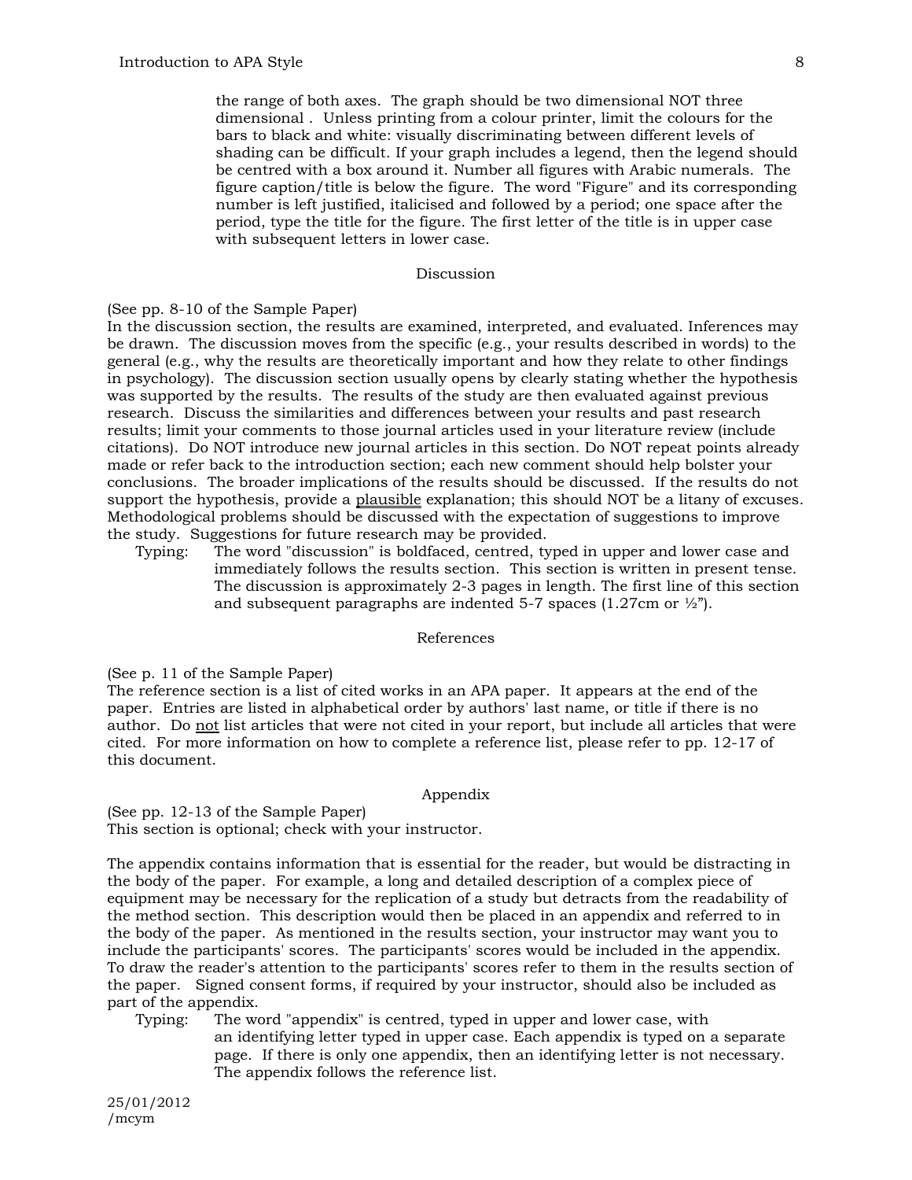the range of both axes. The graph should be two dimensional NOT three dimensional . Unless printing from a colour printer, limit the colours for the bars to black and white: visually discriminating between different levels of shading can be difficult. If your graph includes a legend, then the legend should be centred with a box around it. Number all figures with Arabic numerals. The figure caption/title is below the figure. The word "Figure" and its corresponding number is left justified, italicised and followed by a period; one space after the period, type the title for the figure. The first letter of the title is in upper case with subsequent letters in lower case.

## Discussion

(See pp. 8-10 of the Sample Paper)

In the discussion section, the results are examined, interpreted, and evaluated. Inferences may be drawn. The discussion moves from the specific (e.g., your results described in words) to the general (e.g., why the results are theoretically important and how they relate to other findings in psychology). The discussion section usually opens by clearly stating whether the hypothesis was supported by the results. The results of the study are then evaluated against previous research. Discuss the similarities and differences between your results and past research results; limit your comments to those journal articles used in your literature review (include citations). Do NOT introduce new journal articles in this section. Do NOT repeat points already made or refer back to the introduction section; each new comment should help bolster your conclusions. The broader implications of the results should be discussed. If the results do not support the hypothesis, provide a plausible explanation; this should NOT be a litany of excuses. Methodological problems should be discussed with the expectation of suggestions to improve the study. Suggestions for future research may be provided.

Typing: The word "discussion" is boldfaced, centred, typed in upper and lower case and immediately follows the results section. This section is written in present tense. The discussion is approximately 2-3 pages in length. The first line of this section and subsequent paragraphs are indented 5-7 spaces (1.27cm or ½").

## References

(See p. 11 of the Sample Paper)

The reference section is a list of cited works in an APA paper. It appears at the end of the paper. Entries are listed in alphabetical order by authors' last name, or title if there is no author. Do not list articles that were not cited in your report, but include all articles that were cited. For more information on how to complete a reference list, please refer to pp. 12-17 of this document.

## Appendix

(See pp. 12-13 of the Sample Paper)

This section is optional; check with your instructor.

The appendix contains information that is essential for the reader, but would be distracting in the body of the paper. For example, a long and detailed description of a complex piece of equipment may be necessary for the replication of a study but detracts from the readability of the method section. This description would then be placed in an appendix and referred to in the body of the paper. As mentioned in the results section, your instructor may want you to include the participants' scores. The participants' scores would be included in the appendix. To draw the reader's attention to the participants' scores refer to them in the results section of the paper. Signed consent forms, if required by your instructor, should also be included as part of the appendix.

Typing: The word "appendix" is centred, typed in upper and lower case, with an identifying letter typed in upper case. Each appendix is typed on a separate page. If there is only one appendix, then an identifying letter is not necessary. The appendix follows the reference list.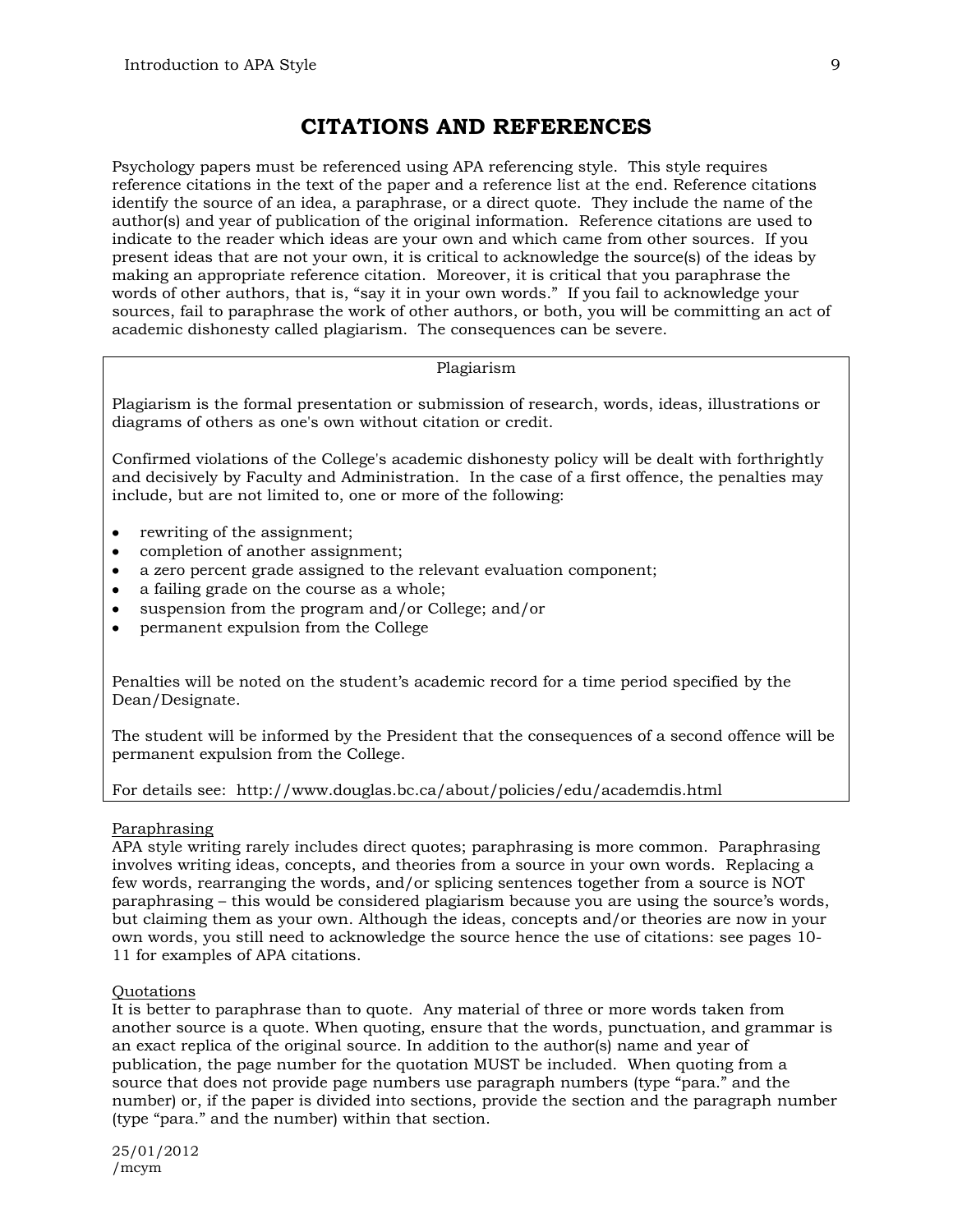# CITATIONS AND REFERENCES

Psychology papers must be referenced using APA referencing style. This style requires reference citations in the text of the paper and a reference list at the end. Reference citations identify the source of an idea, a paraphrase, or a direct quote. They include the name of the author(s) and year of publication of the original information. Reference citations are used to indicate to the reader which ideas are your own and which came from other sources. If you present ideas that are not your own, it is critical to acknowledge the source(s) of the ideas by making an appropriate reference citation. Moreover, it is critical that you paraphrase the words of other authors, that is, "say it in your own words." If you fail to acknowledge your sources, fail to paraphrase the work of other authors, or both, you will be committing an act of academic dishonesty called plagiarism. The consequences can be severe.

> Plagiarism
>
> Plagiarism is the formal presentation or submission of research, words, ideas, illustrations or diagrams of others as one's own without citation or credit.
>
> Confirmed violations of the College's academic dishonesty policy will be dealt with forthrightly and decisively by Faculty and Administration. In the case of a first offence, the penalties may include, but are not limited to, one or more of the following:
>
> - rewriting of the assignment;
> - completion of another assignment;
> - a zero percent grade assigned to the relevant evaluation component;
> - a failing grade on the course as a whole;
> - suspension from the program and/or College; and/or
> - permanent expulsion from the College
>
> Penalties will be noted on the student's academic record for a time period specified by the Dean/Designate.
>
> The student will be informed by the President that the consequences of a second offence will be permanent expulsion from the College.
>
> For details see: http://www.douglas.bc.ca/about/policies/edu/academdis.html

<u>Paraphrasing</u>
APA style writing rarely includes direct quotes; paraphrasing is more common. Paraphrasing involves writing ideas, concepts, and theories from a source in your own words. Replacing a few words, rearranging the words, and/or splicing sentences together from a source is NOT paraphrasing – this would be considered plagiarism because you are using the source's words, but claiming them as your own. Although the ideas, concepts and/or theories are now in your own words, you still need to acknowledge the source hence the use of citations: see pages 10-11 for examples of APA citations.

<u>Quotations</u>
It is better to paraphrase than to quote. Any material of three or more words taken from another source is a quote. When quoting, ensure that the words, punctuation, and grammar is an exact replica of the original source. In addition to the author(s) name and year of publication, the page number for the quotation MUST be included. When quoting from a source that does not provide page numbers use paragraph numbers (type "para." and the number) or, if the paper is divided into sections, provide the section and the paragraph number (type "para." and the number) within that section.

25/01/2012
/mcym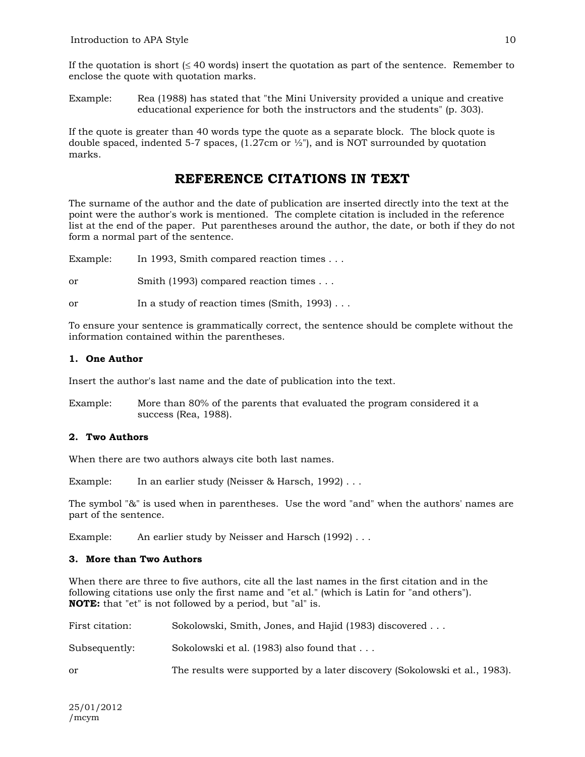If the quotation is short (≤ 40 words) insert the quotation as part of the sentence. Remember to enclose the quote with quotation marks.

Example: Rea (1988) has stated that "the Mini University provided a unique and creative educational experience for both the instructors and the students" (p. 303).

If the quote is greater than 40 words type the quote as a separate block. The block quote is double spaced, indented 5-7 spaces, (1.27cm or ½"), and is NOT surrounded by quotation marks.

# REFERENCE CITATIONS IN TEXT

The surname of the author and the date of publication are inserted directly into the text at the point were the author's work is mentioned. The complete citation is included in the reference list at the end of the paper. Put parentheses around the author, the date, or both if they do not form a normal part of the sentence.

Example: In 1993, Smith compared reaction times . . .

or Smith (1993) compared reaction times . . .

or In a study of reaction times (Smith, 1993) . . .

To ensure your sentence is grammatically correct, the sentence should be complete without the information contained within the parentheses.

**1. One Author**

Insert the author's last name and the date of publication into the text.

Example: More than 80% of the parents that evaluated the program considered it a success (Rea, 1988).

**2. Two Authors**

When there are two authors always cite both last names.

Example: In an earlier study (Neisser & Harsch, 1992) . . .

The symbol "&" is used when in parentheses. Use the word "and" when the authors' names are part of the sentence.

Example: An earlier study by Neisser and Harsch (1992) . . .

**3. More than Two Authors**

When there are three to five authors, cite all the last names in the first citation and in the following citations use only the first name and "et al." (which is Latin for "and others").
**NOTE:** that "et" is not followed by a period, but "al" is.

First citation: Sokolowski, Smith, Jones, and Hajid (1983) discovered . . .

Subsequently: Sokolowski et al. (1983) also found that . . .

or The results were supported by a later discovery (Sokolowski et al., 1983).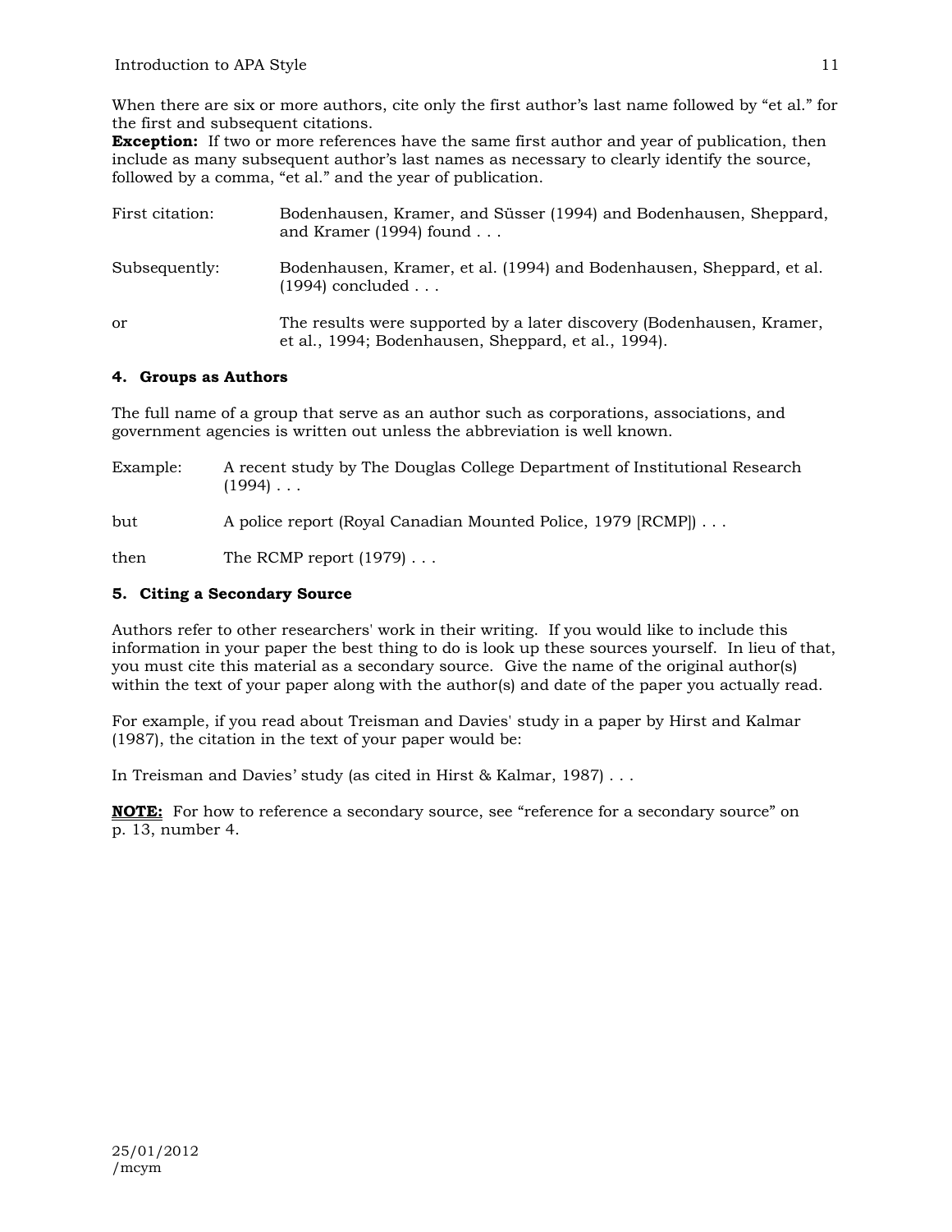When there are six or more authors, cite only the first author's last name followed by "et al." for the first and subsequent citations.
**Exception:** If two or more references have the same first author and year of publication, then include as many subsequent author's last names as necessary to clearly identify the source, followed by a comma, "et al." and the year of publication.

First citation: Bodenhausen, Kramer, and Süsser (1994) and Bodenhausen, Sheppard, and Kramer (1994) found . . .

Subsequently: Bodenhausen, Kramer, et al. (1994) and Bodenhausen, Sheppard, et al. (1994) concluded . . .

or The results were supported by a later discovery (Bodenhausen, Kramer, et al., 1994; Bodenhausen, Sheppard, et al., 1994).

### 4. Groups as Authors

The full name of a group that serve as an author such as corporations, associations, and government agencies is written out unless the abbreviation is well known.

Example: A recent study by The Douglas College Department of Institutional Research (1994) . . .

but A police report (Royal Canadian Mounted Police, 1979 [RCMP]) . . .

then The RCMP report (1979) . . .

### 5. Citing a Secondary Source

Authors refer to other researchers' work in their writing. If you would like to include this information in your paper the best thing to do is look up these sources yourself. In lieu of that, you must cite this material as a secondary source. Give the name of the original author(s) within the text of your paper along with the author(s) and date of the paper you actually read.

For example, if you read about Treisman and Davies' study in a paper by Hirst and Kalmar (1987), the citation in the text of your paper would be:

In Treisman and Davies' study (as cited in Hirst & Kalmar, 1987) . . .

**NOTE:** For how to reference a secondary source, see "reference for a secondary source" on p. 13, number 4.

25/01/2012
/mcym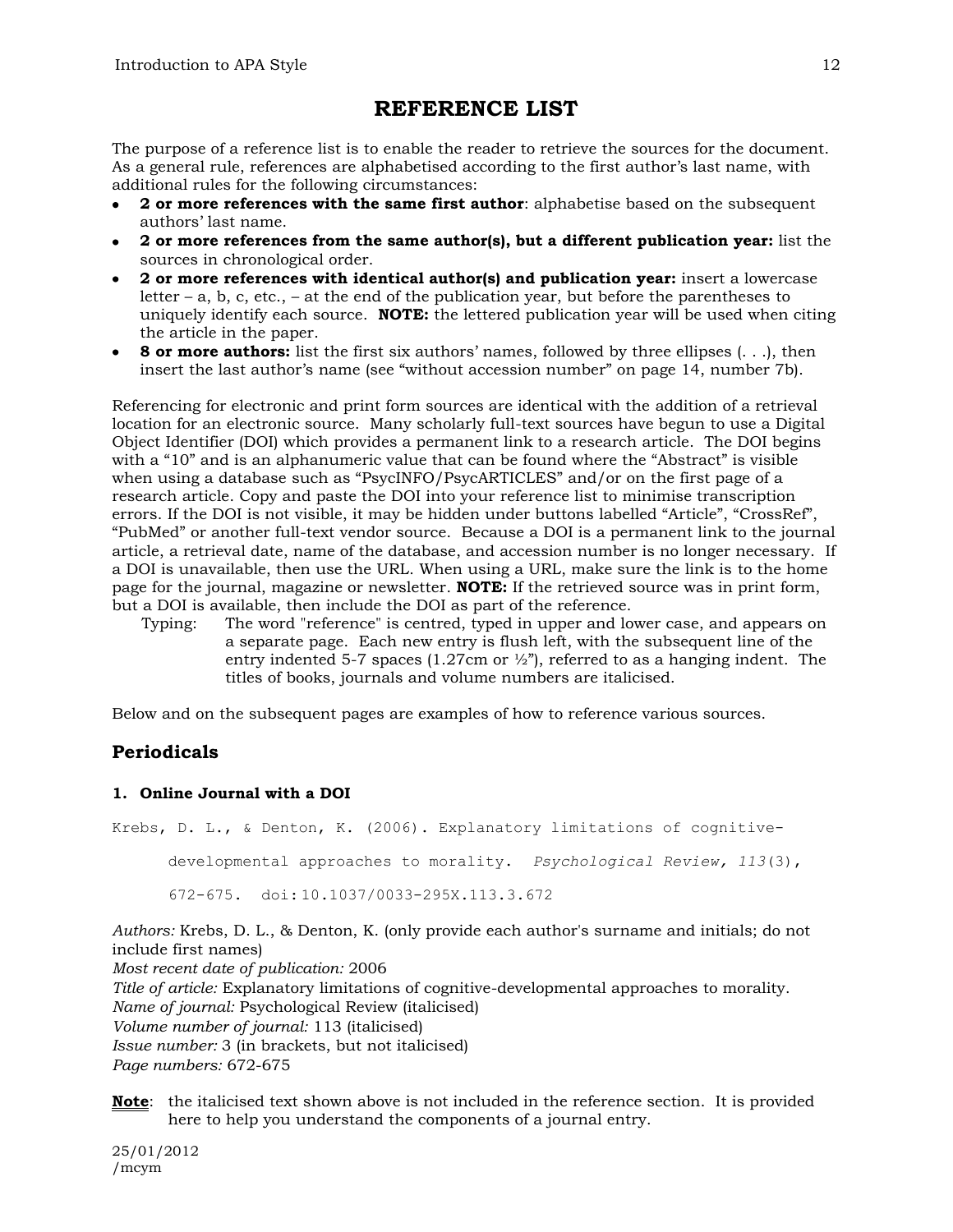# REFERENCE LIST

The purpose of a reference list is to enable the reader to retrieve the sources for the document. As a general rule, references are alphabetised according to the first author's last name, with additional rules for the following circumstances:

- **2 or more references with the same first author**: alphabetise based on the subsequent authors' last name.
- **2 or more references from the same author(s), but a different publication year:** list the sources in chronological order.
- **2 or more references with identical author(s) and publication year:** insert a lowercase letter – a, b, c, etc., – at the end of the publication year, but before the parentheses to uniquely identify each source. **NOTE:** the lettered publication year will be used when citing the article in the paper.
- **8 or more authors:** list the first six authors' names, followed by three ellipses (. . .), then insert the last author's name (see "without accession number" on page 14, number 7b).

Referencing for electronic and print form sources are identical with the addition of a retrieval location for an electronic source. Many scholarly full-text sources have begun to use a Digital Object Identifier (DOI) which provides a permanent link to a research article. The DOI begins with a "10" and is an alphanumeric value that can be found where the "Abstract" is visible when using a database such as "PsycINFO/PsycARTICLES" and/or on the first page of a research article. Copy and paste the DOI into your reference list to minimise transcription errors. If the DOI is not visible, it may be hidden under buttons labelled "Article", "CrossRef", "PubMed" or another full-text vendor source. Because a DOI is a permanent link to the journal article, a retrieval date, name of the database, and accession number is no longer necessary. If a DOI is unavailable, then use the URL. When using a URL, make sure the link is to the home page for the journal, magazine or newsletter. **NOTE:** If the retrieved source was in print form, but a DOI is available, then include the DOI as part of the reference.

Typing: The word "reference" is centred, typed in upper and lower case, and appears on a separate page. Each new entry is flush left, with the subsequent line of the entry indented 5-7 spaces (1.27cm or ½"), referred to as a hanging indent. The titles of books, journals and volume numbers are italicised.

Below and on the subsequent pages are examples of how to reference various sources.

## Periodicals

### 1. Online Journal with a DOI

Krebs, D. L., & Denton, K. (2006). Explanatory limitations of cognitive-developmental approaches to morality. *Psychological Review, 113*(3), 672-675. doi:10.1037/0033-295X.113.3.672

*Authors:* Krebs, D. L., & Denton, K. (only provide each author's surname and initials; do not include first names)
*Most recent date of publication:* 2006
*Title of article:* Explanatory limitations of cognitive-developmental approaches to morality.
*Name of journal:* Psychological Review (italicised)
*Volume number of journal:* 113 (italicised)
*Issue number:* 3 (in brackets, but not italicised)
*Page numbers:* 672-675

**Note**: the italicised text shown above is not included in the reference section. It is provided here to help you understand the components of a journal entry.

25/01/2012
/mcym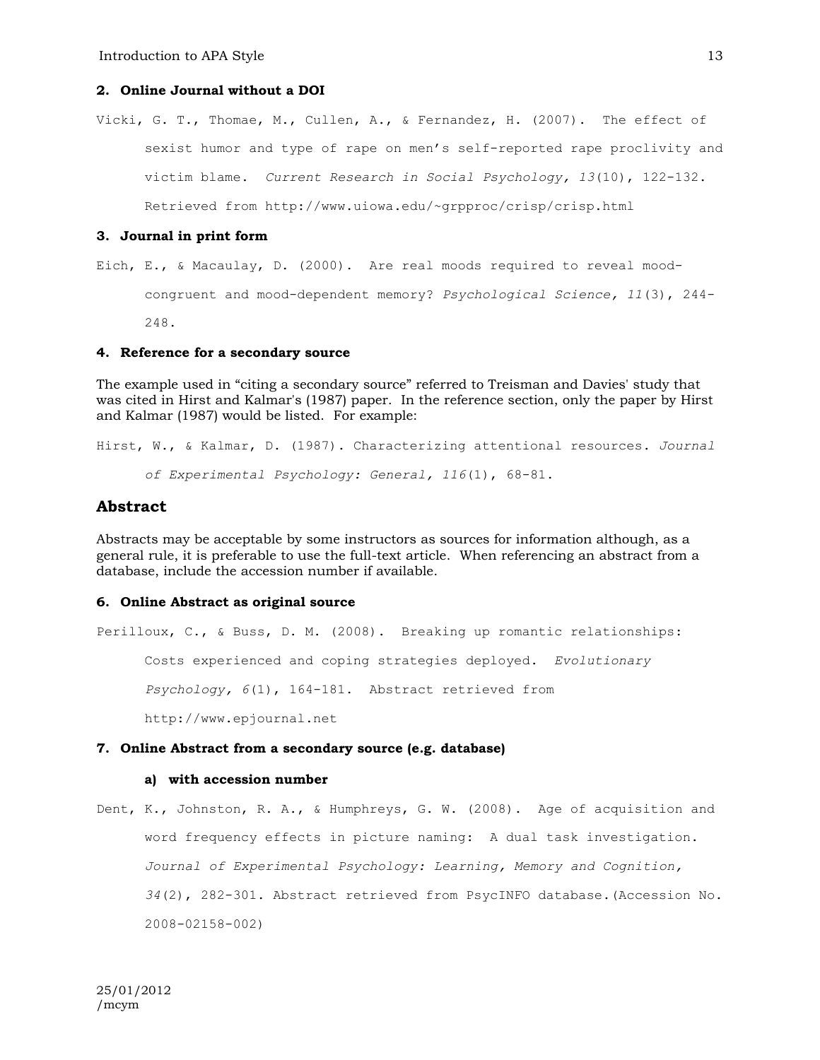### 2. Online Journal without a DOI

Vicki, G. T., Thomae, M., Cullen, A., & Fernandez, H. (2007). The effect of sexist humor and type of rape on men's self-reported rape proclivity and victim blame. *Current Research in Social Psychology, 13*(10), 122-132. Retrieved from http://www.uiowa.edu/~grpproc/crisp/crisp.html

### 3. Journal in print form

Eich, E., & Macaulay, D. (2000). Are real moods required to reveal mood-congruent and mood-dependent memory? *Psychological Science, 11*(3), 244-248.

### 4. Reference for a secondary source

The example used in "citing a secondary source" referred to Treisman and Davies' study that was cited in Hirst and Kalmar's (1987) paper. In the reference section, only the paper by Hirst and Kalmar (1987) would be listed. For example:

Hirst, W., & Kalmar, D. (1987). Characterizing attentional resources. *Journal of Experimental Psychology: General, 116*(1), 68-81.

## Abstract

Abstracts may be acceptable by some instructors as sources for information although, as a general rule, it is preferable to use the full-text article. When referencing an abstract from a database, include the accession number if available.

### 6. Online Abstract as original source

Perilloux, C., & Buss, D. M. (2008). Breaking up romantic relationships: Costs experienced and coping strategies deployed. *Evolutionary Psychology, 6*(1), 164-181. Abstract retrieved from http://www.epjournal.net

### 7. Online Abstract from a secondary source (e.g. database)

#### a) with accession number

Dent, K., Johnston, R. A., & Humphreys, G. W. (2008). Age of acquisition and word frequency effects in picture naming: A dual task investigation. *Journal of Experimental Psychology: Learning, Memory and Cognition, 34*(2), 282-301. Abstract retrieved from PsycINFO database.(Accession No. 2008-02158-002)

25/01/2012
/mcym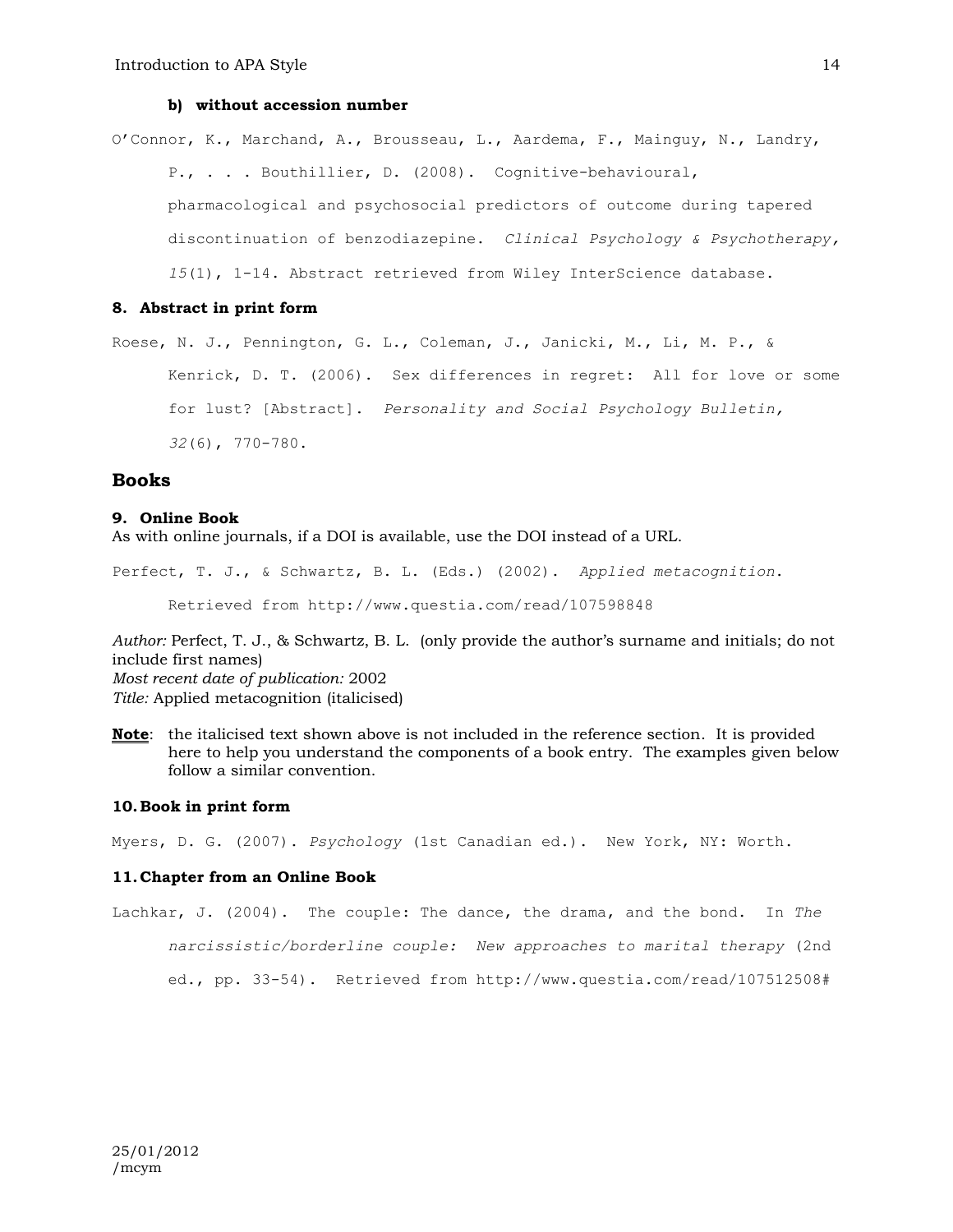#### b) without accession number

O'Connor, K., Marchand, A., Brousseau, L., Aardema, F., Mainguy, N., Landry, P., . . . Bouthillier, D. (2008). Cognitive-behavioural, pharmacological and psychosocial predictors of outcome during tapered discontinuation of benzodiazepine. *Clinical Psychology & Psychotherapy, 15*(1), 1-14. Abstract retrieved from Wiley InterScience database.

### 8. Abstract in print form

Roese, N. J., Pennington, G. L., Coleman, J., Janicki, M., Li, M. P., & Kenrick, D. T. (2006). Sex differences in regret: All for love or some for lust? [Abstract]. *Personality and Social Psychology Bulletin, 32*(6), 770-780.

## Books

### 9. Online Book

As with online journals, if a DOI is available, use the DOI instead of a URL.

Perfect, T. J., & Schwartz, B. L. (Eds.) (2002). *Applied metacognition*. Retrieved from http://www.questia.com/read/107598848

*Author:* Perfect, T. J., & Schwartz, B. L. (only provide the author's surname and initials; do not include first names)
*Most recent date of publication:* 2002
*Title:* Applied metacognition (italicised)

**Note**: the italicised text shown above is not included in the reference section. It is provided here to help you understand the components of a book entry. The examples given below follow a similar convention.

### 10. Book in print form

Myers, D. G. (2007). *Psychology* (1st Canadian ed.). New York, NY: Worth.

### 11. Chapter from an Online Book

Lachkar, J. (2004). The couple: The dance, the drama, and the bond. In *The narcissistic/borderline couple: New approaches to marital therapy* (2nd ed., pp. 33-54). Retrieved from http://www.questia.com/read/107512508#

25/01/2012
/mcym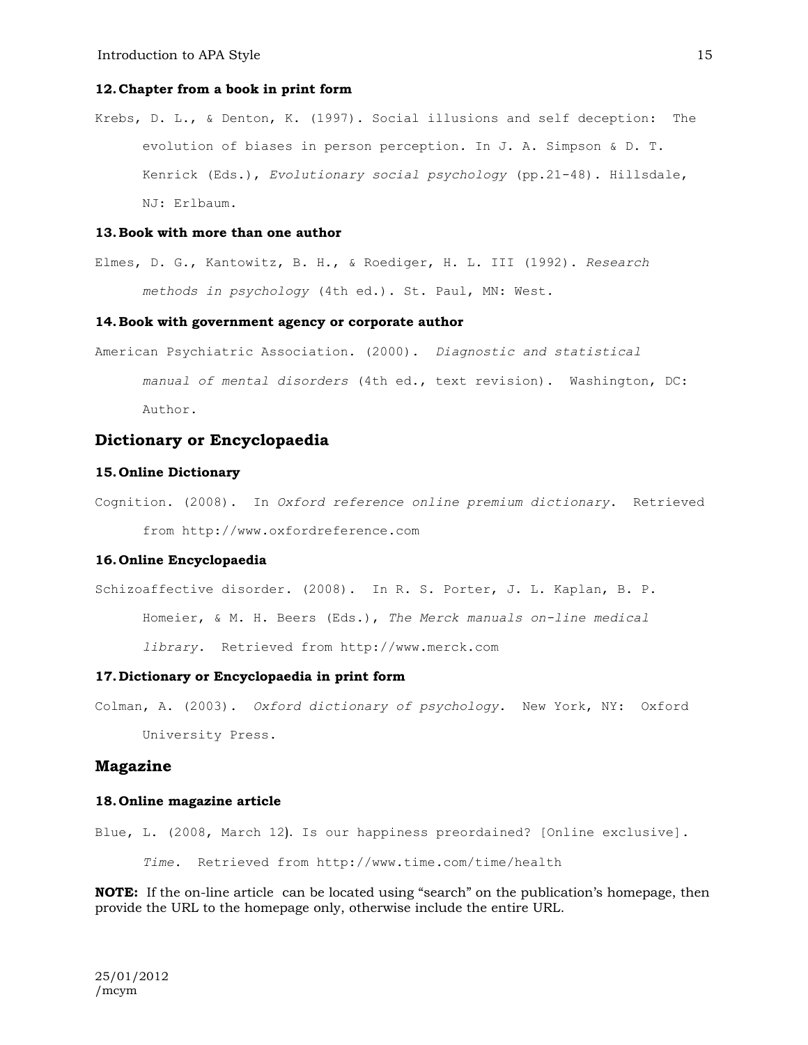### 12. Chapter from a book in print form

Krebs, D. L., & Denton, K. (1997). Social illusions and self deception: The evolution of biases in person perception. In J. A. Simpson & D. T. Kenrick (Eds.), *Evolutionary social psychology* (pp.21-48). Hillsdale, NJ: Erlbaum.

### 13. Book with more than one author

Elmes, D. G., Kantowitz, B. H., & Roediger, H. L. III (1992). *Research methods in psychology* (4th ed.). St. Paul, MN: West.

### 14. Book with government agency or corporate author

American Psychiatric Association. (2000). *Diagnostic and statistical manual of mental disorders* (4th ed., text revision). Washington, DC: Author.

## Dictionary or Encyclopaedia

### 15. Online Dictionary

Cognition. (2008). In *Oxford reference online premium dictionary*. Retrieved from http://www.oxfordreference.com

### 16. Online Encyclopaedia

Schizoaffective disorder. (2008). In R. S. Porter, J. L. Kaplan, B. P. Homeier, & M. H. Beers (Eds.), *The Merck manuals on-line medical library*. Retrieved from http://www.merck.com

### 17. Dictionary or Encyclopaedia in print form

Colman, A. (2003). *Oxford dictionary of psychology*. New York, NY: Oxford University Press.

## Magazine

### 18. Online magazine article

Blue, L. (2008, March 12). Is our happiness preordained? [Online exclusive]. *Time*. Retrieved from http://www.time.com/time/health

**NOTE:** If the on-line article can be located using "search" on the publication's homepage, then provide the URL to the homepage only, otherwise include the entire URL.

25/01/2012
/mcym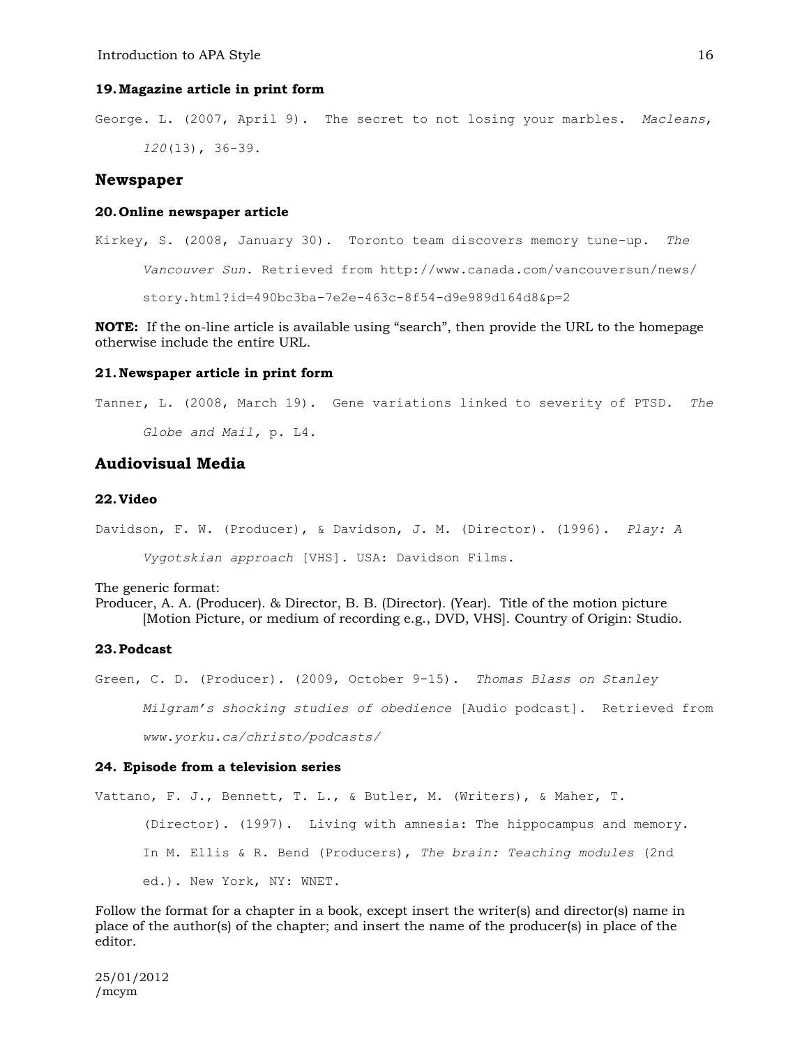#### 19. Magazine article in print form

George. L. (2007, April 9). The secret to not losing your marbles. *Macleans*, *120*(13), 36-39.

## Newspaper

#### 20. Online newspaper article

Kirkey, S. (2008, January 30). Toronto team discovers memory tune-up. *The Vancouver Sun*. Retrieved from http://www.canada.com/vancouversun/news/story.html?id=490bc3ba-7e2e-463c-8f54-d9e989d164d8&p=2

**NOTE:** If the on-line article is available using "search", then provide the URL to the homepage otherwise include the entire URL.

#### 21. Newspaper article in print form

Tanner, L. (2008, March 19). Gene variations linked to severity of PTSD. *The Globe and Mail,* p. L4.

## Audiovisual Media

#### 22. Video

Davidson, F. W. (Producer), & Davidson, J. M. (Director). (1996). *Play: A Vygotskian approach* [VHS]. USA: Davidson Films.

The generic format:
Producer, A. A. (Producer). & Director, B. B. (Director). (Year). Title of the motion picture [Motion Picture, or medium of recording e.g., DVD, VHS]. Country of Origin: Studio.

#### 23. Podcast

Green, C. D. (Producer). (2009, October 9-15). *Thomas Blass on Stanley Milgram's shocking studies of obedience* [Audio podcast]. Retrieved from *www.yorku.ca/christo/podcasts/*

#### 24. Episode from a television series

Vattano, F. J., Bennett, T. L., & Butler, M. (Writers), & Maher, T. (Director). (1997). Living with amnesia: The hippocampus and memory. In M. Ellis & R. Bend (Producers), *The brain: Teaching modules* (2nd ed.). New York, NY: WNET.

Follow the format for a chapter in a book, except insert the writer(s) and director(s) name in place of the author(s) of the chapter; and insert the name of the producer(s) in place of the editor.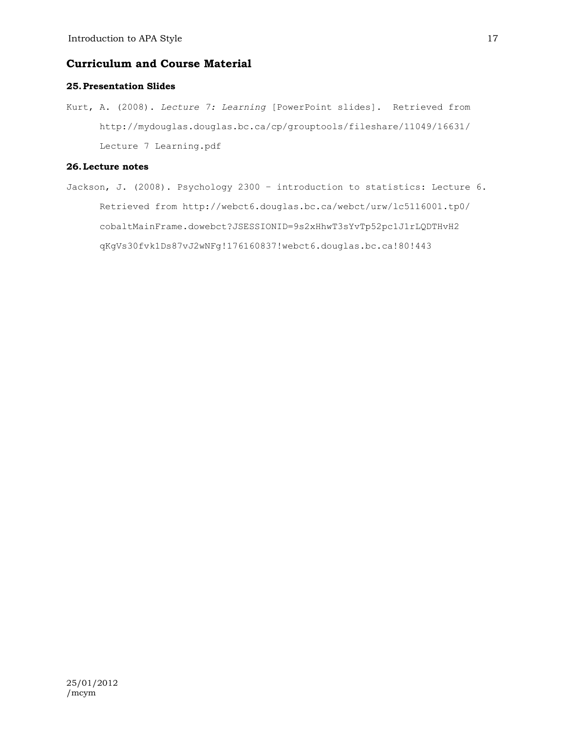## Curriculum and Course Material

### 25. Presentation Slides

Kurt, A. (2008). *Lecture 7: Learning* [PowerPoint slides]. Retrieved from http://mydouglas.douglas.bc.ca/cp/grouptools/fileshare/11049/16631/Lecture 7 Learning.pdf

### 26. Lecture notes

Jackson, J. (2008). Psychology 2300 – introduction to statistics: Lecture 6. Retrieved from http://webct6.douglas.bc.ca/webct/urw/lc5116001.tp0/cobaltMainFrame.dowebct?JSESSIONID=9s2xHhwT3sYvTp52pc1J1rLQDTHvH2qKgVs30fvk1Ds87vJ2wNFg!176160837!webct6.douglas.bc.ca!80!443

25/01/2012
/mcym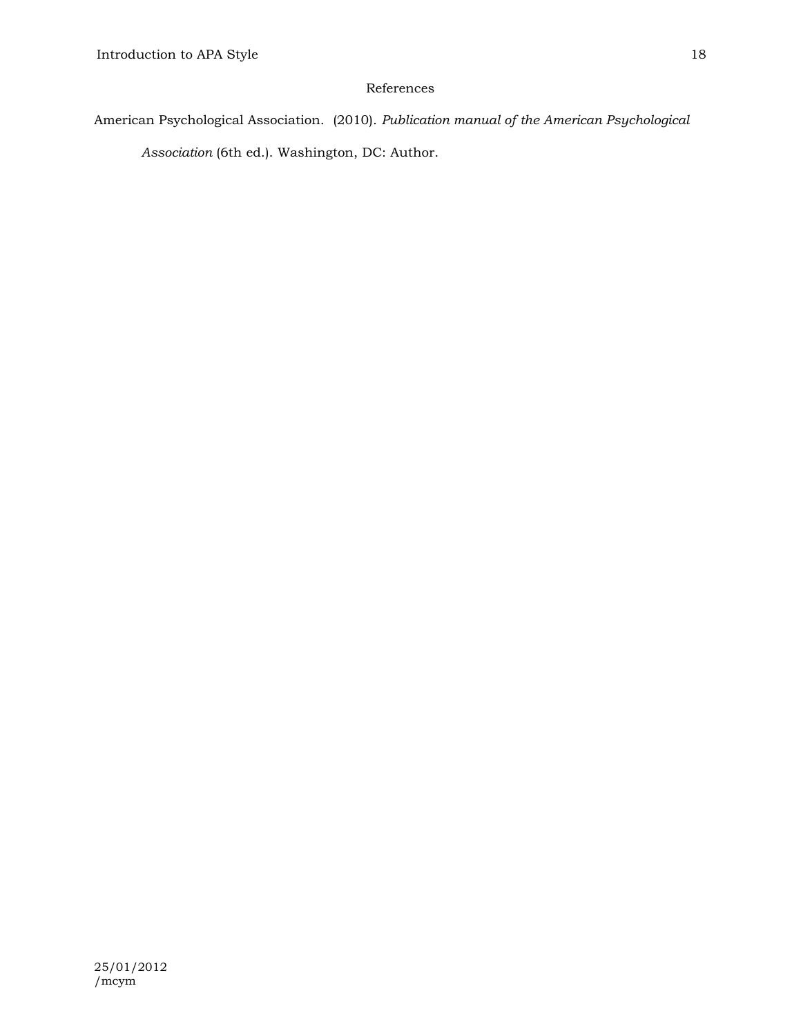# References

American Psychological Association.  (2010). *Publication manual of the American Psychological Association* (6th ed.). Washington, DC: Author.

25/01/2012
/mcym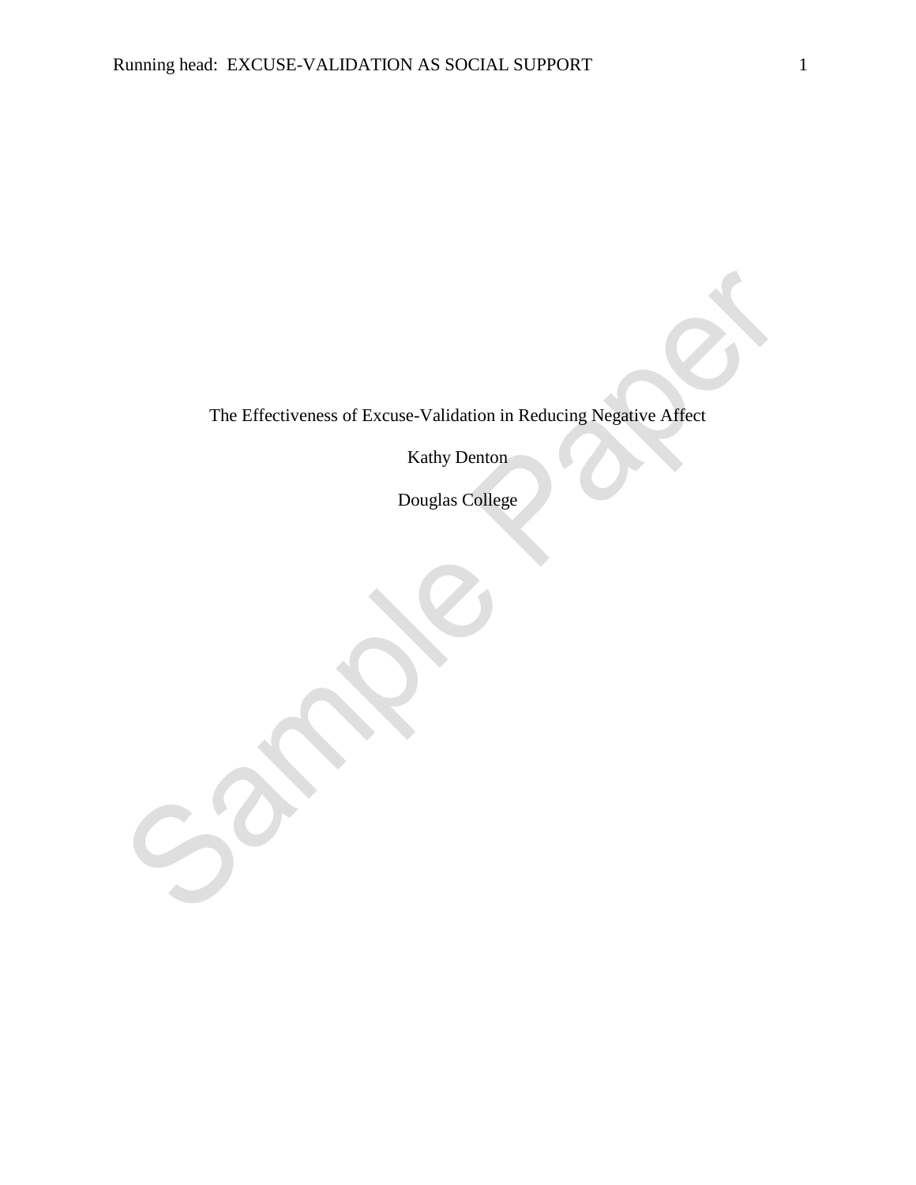The Effectiveness of Excuse-Validation in Reducing Negative Affect

Kathy Denton

Douglas College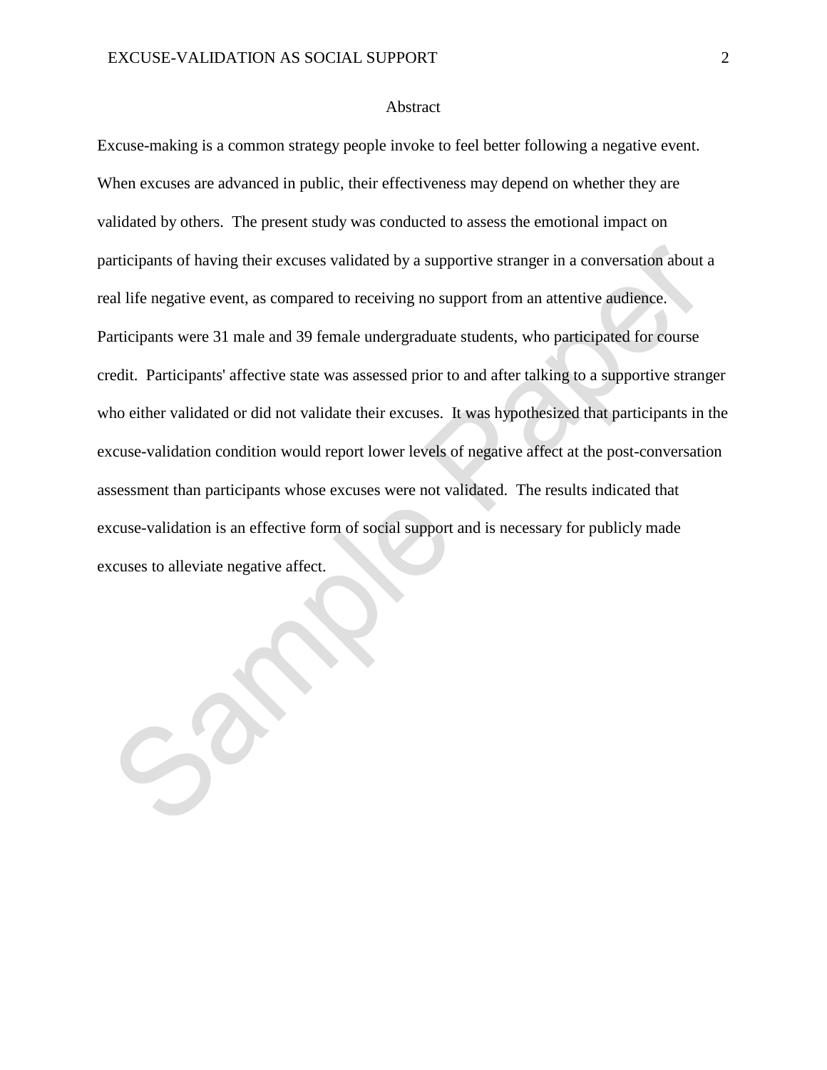## Abstract

Excuse-making is a common strategy people invoke to feel better following a negative event. When excuses are advanced in public, their effectiveness may depend on whether they are validated by others. The present study was conducted to assess the emotional impact on participants of having their excuses validated by a supportive stranger in a conversation about a real life negative event, as compared to receiving no support from an attentive audience. Participants were 31 male and 39 female undergraduate students, who participated for course credit. Participants' affective state was assessed prior to and after talking to a supportive stranger who either validated or did not validate their excuses. It was hypothesized that participants in the excuse-validation condition would report lower levels of negative affect at the post-conversation assessment than participants whose excuses were not validated. The results indicated that excuse-validation is an effective form of social support and is necessary for publicly made excuses to alleviate negative affect.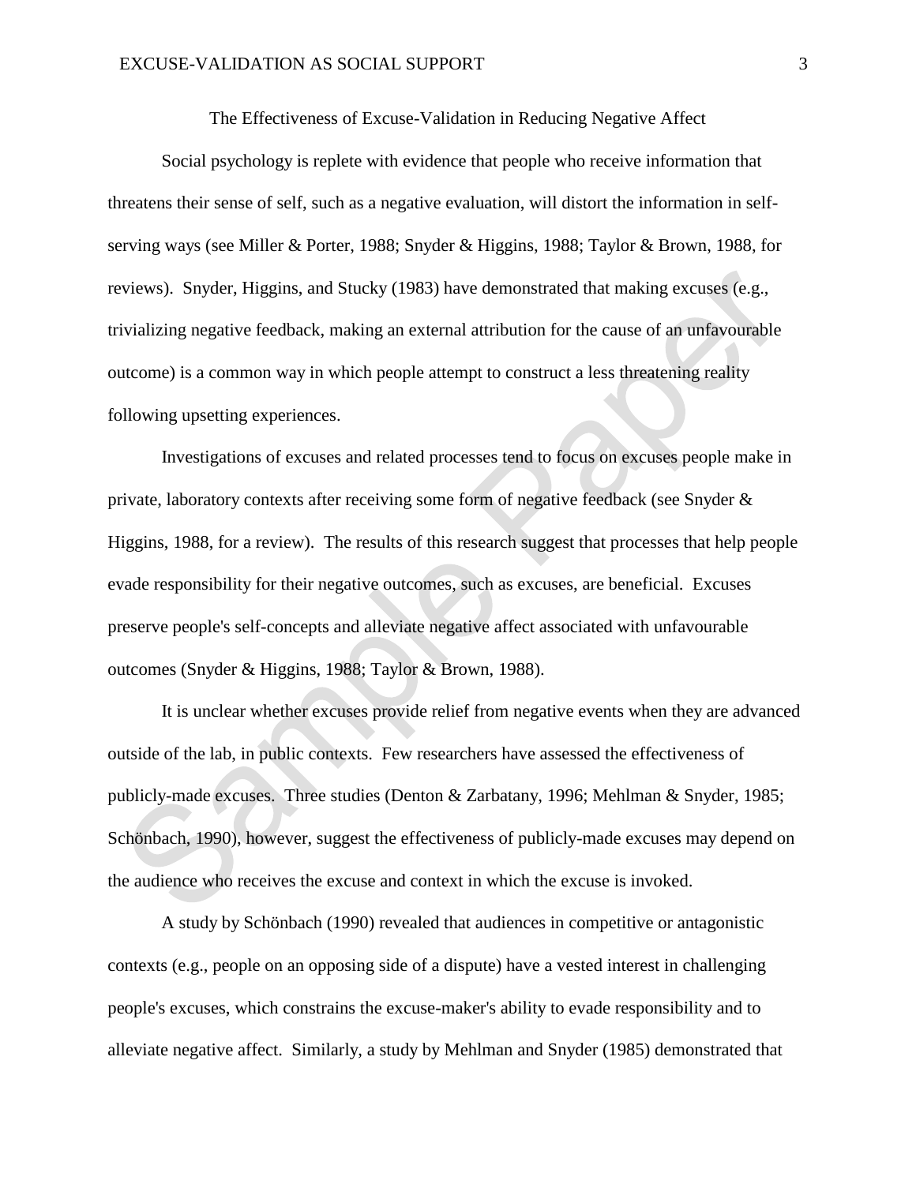# The Effectiveness of Excuse-Validation in Reducing Negative Affect

Social psychology is replete with evidence that people who receive information that threatens their sense of self, such as a negative evaluation, will distort the information in self-serving ways (see Miller & Porter, 1988; Snyder & Higgins, 1988; Taylor & Brown, 1988, for reviews). Snyder, Higgins, and Stucky (1983) have demonstrated that making excuses (e.g., trivializing negative feedback, making an external attribution for the cause of an unfavourable outcome) is a common way in which people attempt to construct a less threatening reality following upsetting experiences.

Investigations of excuses and related processes tend to focus on excuses people make in private, laboratory contexts after receiving some form of negative feedback (see Snyder & Higgins, 1988, for a review). The results of this research suggest that processes that help people evade responsibility for their negative outcomes, such as excuses, are beneficial. Excuses preserve people's self-concepts and alleviate negative affect associated with unfavourable outcomes (Snyder & Higgins, 1988; Taylor & Brown, 1988).

It is unclear whether excuses provide relief from negative events when they are advanced outside of the lab, in public contexts. Few researchers have assessed the effectiveness of publicly-made excuses. Three studies (Denton & Zarbatany, 1996; Mehlman & Snyder, 1985; Schönbach, 1990), however, suggest the effectiveness of publicly-made excuses may depend on the audience who receives the excuse and context in which the excuse is invoked.

A study by Schönbach (1990) revealed that audiences in competitive or antagonistic contexts (e.g., people on an opposing side of a dispute) have a vested interest in challenging people's excuses, which constrains the excuse-maker's ability to evade responsibility and to alleviate negative affect. Similarly, a study by Mehlman and Snyder (1985) demonstrated that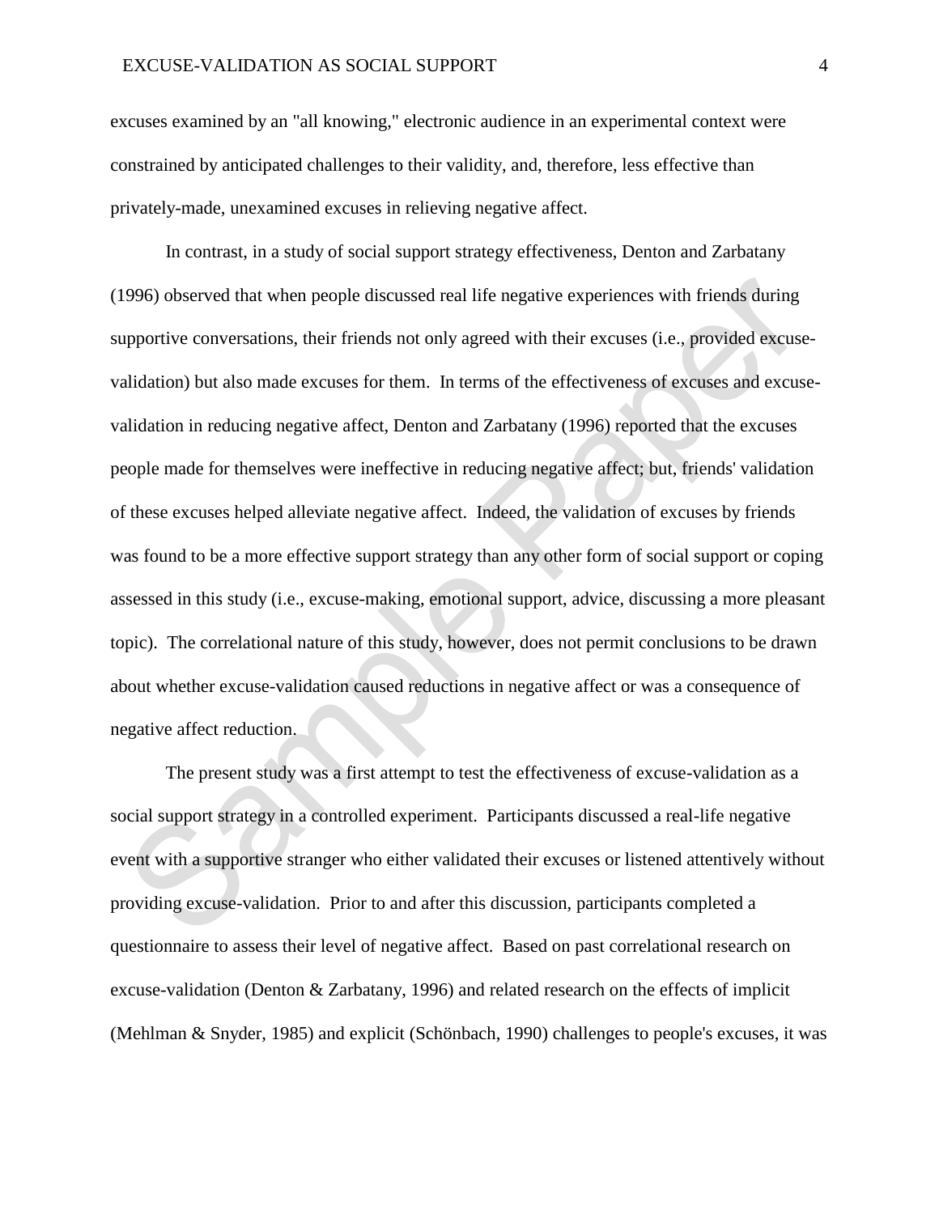excuses examined by an "all knowing," electronic audience in an experimental context were constrained by anticipated challenges to their validity, and, therefore, less effective than privately-made, unexamined excuses in relieving negative affect.

In contrast, in a study of social support strategy effectiveness, Denton and Zarbatany (1996) observed that when people discussed real life negative experiences with friends during supportive conversations, their friends not only agreed with their excuses (i.e., provided excuse-validation) but also made excuses for them. In terms of the effectiveness of excuses and excuse-validation in reducing negative affect, Denton and Zarbatany (1996) reported that the excuses people made for themselves were ineffective in reducing negative affect; but, friends' validation of these excuses helped alleviate negative affect. Indeed, the validation of excuses by friends was found to be a more effective support strategy than any other form of social support or coping assessed in this study (i.e., excuse-making, emotional support, advice, discussing a more pleasant topic). The correlational nature of this study, however, does not permit conclusions to be drawn about whether excuse-validation caused reductions in negative affect or was a consequence of negative affect reduction.

The present study was a first attempt to test the effectiveness of excuse-validation as a social support strategy in a controlled experiment. Participants discussed a real-life negative event with a supportive stranger who either validated their excuses or listened attentively without providing excuse-validation. Prior to and after this discussion, participants completed a questionnaire to assess their level of negative affect. Based on past correlational research on excuse-validation (Denton & Zarbatany, 1996) and related research on the effects of implicit (Mehlman & Snyder, 1985) and explicit (Schönbach, 1990) challenges to people's excuses, it was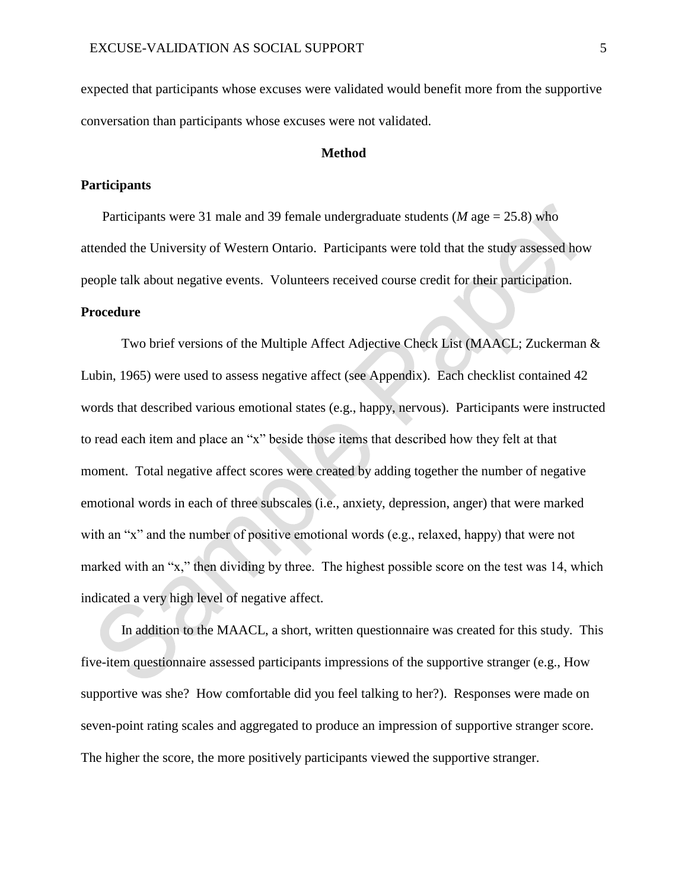expected that participants whose excuses were validated would benefit more from the supportive conversation than participants whose excuses were not validated.

## Method

### Participants

Participants were 31 male and 39 female undergraduate students (*M* age = 25.8) who attended the University of Western Ontario. Participants were told that the study assessed how people talk about negative events. Volunteers received course credit for their participation.

### Procedure

Two brief versions of the Multiple Affect Adjective Check List (MAACL; Zuckerman & Lubin, 1965) were used to assess negative affect (see Appendix). Each checklist contained 42 words that described various emotional states (e.g., happy, nervous). Participants were instructed to read each item and place an "x" beside those items that described how they felt at that moment. Total negative affect scores were created by adding together the number of negative emotional words in each of three subscales (i.e., anxiety, depression, anger) that were marked with an "x" and the number of positive emotional words (e.g., relaxed, happy) that were not marked with an "x," then dividing by three. The highest possible score on the test was 14, which indicated a very high level of negative affect.

In addition to the MAACL, a short, written questionnaire was created for this study. This five-item questionnaire assessed participants impressions of the supportive stranger (e.g., How supportive was she? How comfortable did you feel talking to her?). Responses were made on seven-point rating scales and aggregated to produce an impression of supportive stranger score. The higher the score, the more positively participants viewed the supportive stranger.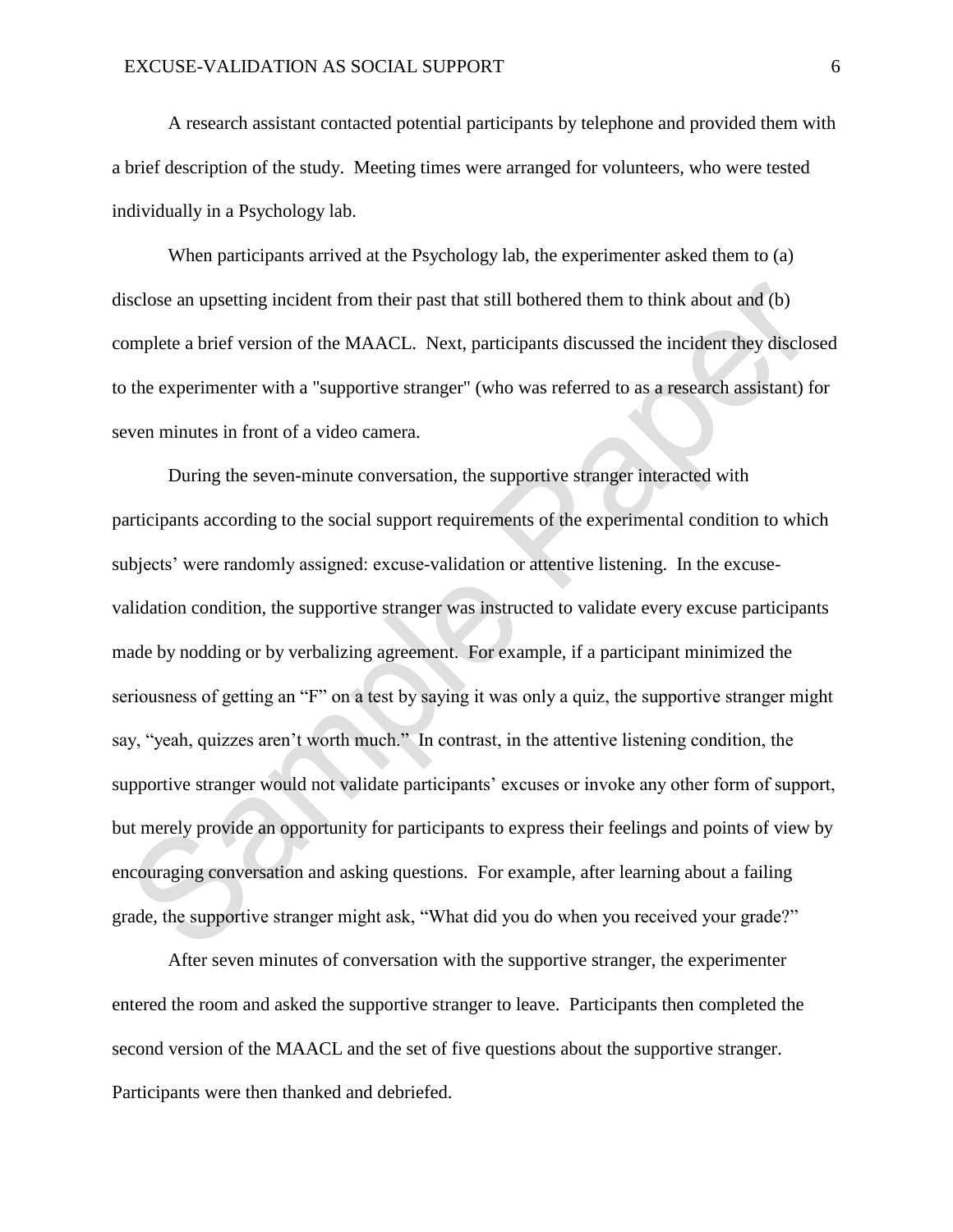A research assistant contacted potential participants by telephone and provided them with a brief description of the study. Meeting times were arranged for volunteers, who were tested individually in a Psychology lab.

When participants arrived at the Psychology lab, the experimenter asked them to (a) disclose an upsetting incident from their past that still bothered them to think about and (b) complete a brief version of the MAACL. Next, participants discussed the incident they disclosed to the experimenter with a "supportive stranger" (who was referred to as a research assistant) for seven minutes in front of a video camera.

During the seven-minute conversation, the supportive stranger interacted with participants according to the social support requirements of the experimental condition to which subjects' were randomly assigned: excuse-validation or attentive listening. In the excuse-validation condition, the supportive stranger was instructed to validate every excuse participants made by nodding or by verbalizing agreement. For example, if a participant minimized the seriousness of getting an "F" on a test by saying it was only a quiz, the supportive stranger might say, "yeah, quizzes aren't worth much." In contrast, in the attentive listening condition, the supportive stranger would not validate participants' excuses or invoke any other form of support, but merely provide an opportunity for participants to express their feelings and points of view by encouraging conversation and asking questions. For example, after learning about a failing grade, the supportive stranger might ask, "What did you do when you received your grade?"

After seven minutes of conversation with the supportive stranger, the experimenter entered the room and asked the supportive stranger to leave. Participants then completed the second version of the MAACL and the set of five questions about the supportive stranger. Participants were then thanked and debriefed.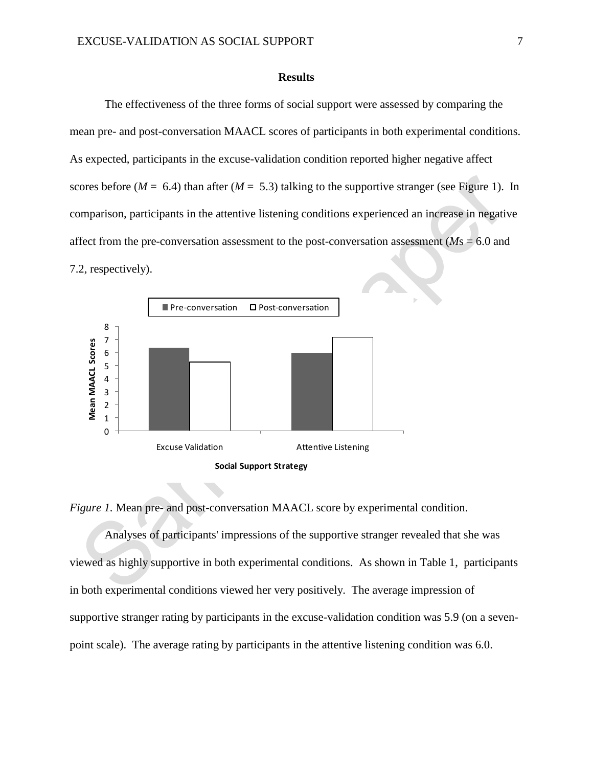## Results

The effectiveness of the three forms of social support were assessed by comparing the mean pre- and post-conversation MAACL scores of participants in both experimental conditions. As expected, participants in the excuse-validation condition reported higher negative affect scores before ($M$ = 6.4) than after ($M$ = 5.3) talking to the supportive stranger (see Figure 1). In comparison, participants in the attentive listening conditions experienced an increase in negative affect from the pre-conversation assessment to the post-conversation assessment ($M$s = 6.0 and 7.2, respectively).

*Figure 1.* Mean pre- and post-conversation MAACL score by experimental condition.

Analyses of participants' impressions of the supportive stranger revealed that she was viewed as highly supportive in both experimental conditions. As shown in Table 1, participants in both experimental conditions viewed her very positively. The average impression of supportive stranger rating by participants in the excuse-validation condition was 5.9 (on a seven-point scale). The average rating by participants in the attentive listening condition was 6.0.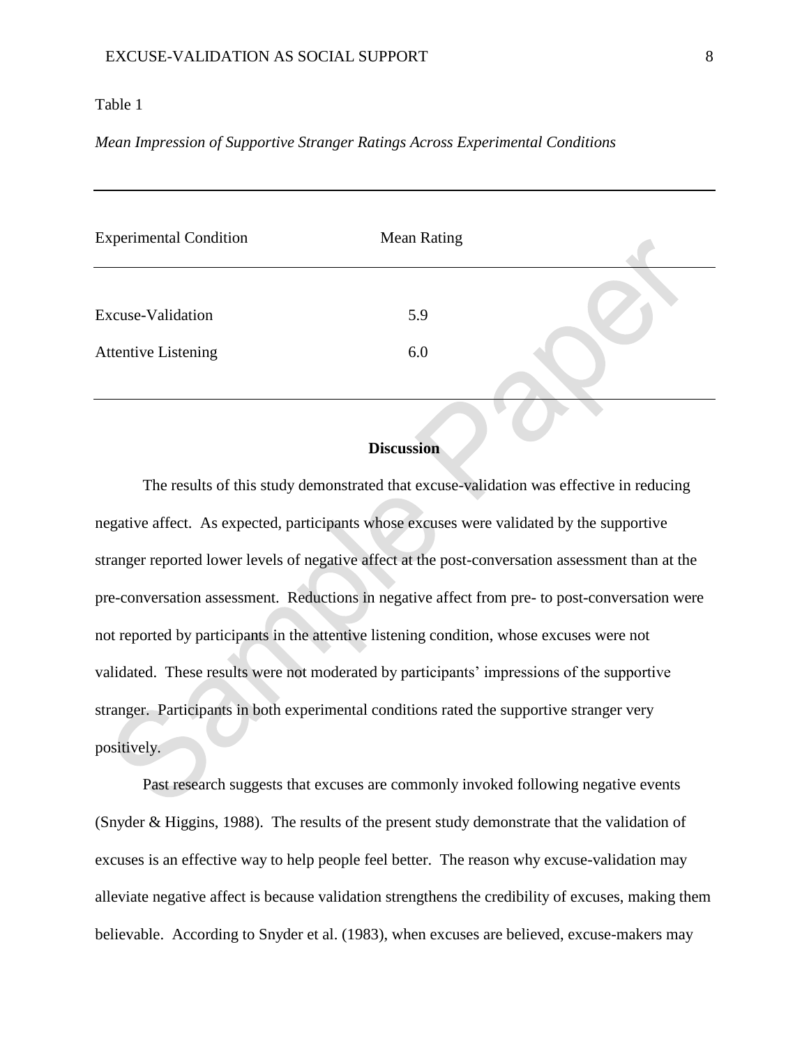Table 1

*Mean Impression of Supportive Stranger Ratings Across Experimental Conditions*

| Experimental Condition | Mean Rating |
| --- | --- |
| Excuse-Validation | 5.9 |
| Attentive Listening | 6.0 |

## Discussion

The results of this study demonstrated that excuse-validation was effective in reducing negative affect. As expected, participants whose excuses were validated by the supportive stranger reported lower levels of negative affect at the post-conversation assessment than at the pre-conversation assessment. Reductions in negative affect from pre- to post-conversation were not reported by participants in the attentive listening condition, whose excuses were not validated. These results were not moderated by participants' impressions of the supportive stranger. Participants in both experimental conditions rated the supportive stranger very positively.

Past research suggests that excuses are commonly invoked following negative events (Snyder & Higgins, 1988). The results of the present study demonstrate that the validation of excuses is an effective way to help people feel better. The reason why excuse-validation may alleviate negative affect is because validation strengthens the credibility of excuses, making them believable. According to Snyder et al. (1983), when excuses are believed, excuse-makers may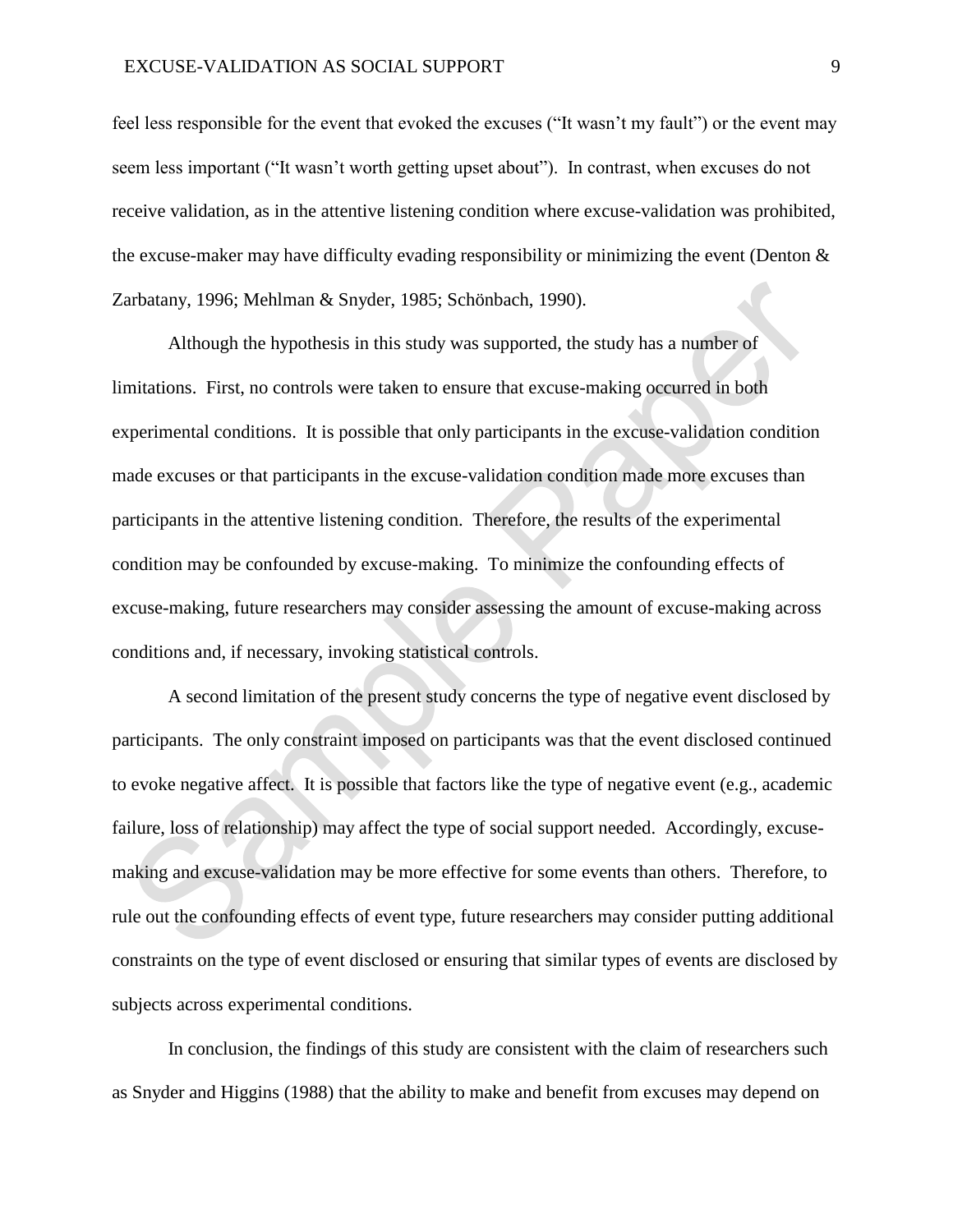feel less responsible for the event that evoked the excuses ("It wasn't my fault") or the event may seem less important ("It wasn't worth getting upset about"). In contrast, when excuses do not receive validation, as in the attentive listening condition where excuse-validation was prohibited, the excuse-maker may have difficulty evading responsibility or minimizing the event (Denton & Zarbatany, 1996; Mehlman & Snyder, 1985; Schönbach, 1990).

Although the hypothesis in this study was supported, the study has a number of limitations. First, no controls were taken to ensure that excuse-making occurred in both experimental conditions. It is possible that only participants in the excuse-validation condition made excuses or that participants in the excuse-validation condition made more excuses than participants in the attentive listening condition. Therefore, the results of the experimental condition may be confounded by excuse-making. To minimize the confounding effects of excuse-making, future researchers may consider assessing the amount of excuse-making across conditions and, if necessary, invoking statistical controls.

A second limitation of the present study concerns the type of negative event disclosed by participants. The only constraint imposed on participants was that the event disclosed continued to evoke negative affect. It is possible that factors like the type of negative event (e.g., academic failure, loss of relationship) may affect the type of social support needed. Accordingly, excuse-making and excuse-validation may be more effective for some events than others. Therefore, to rule out the confounding effects of event type, future researchers may consider putting additional constraints on the type of event disclosed or ensuring that similar types of events are disclosed by subjects across experimental conditions.

In conclusion, the findings of this study are consistent with the claim of researchers such as Snyder and Higgins (1988) that the ability to make and benefit from excuses may depend on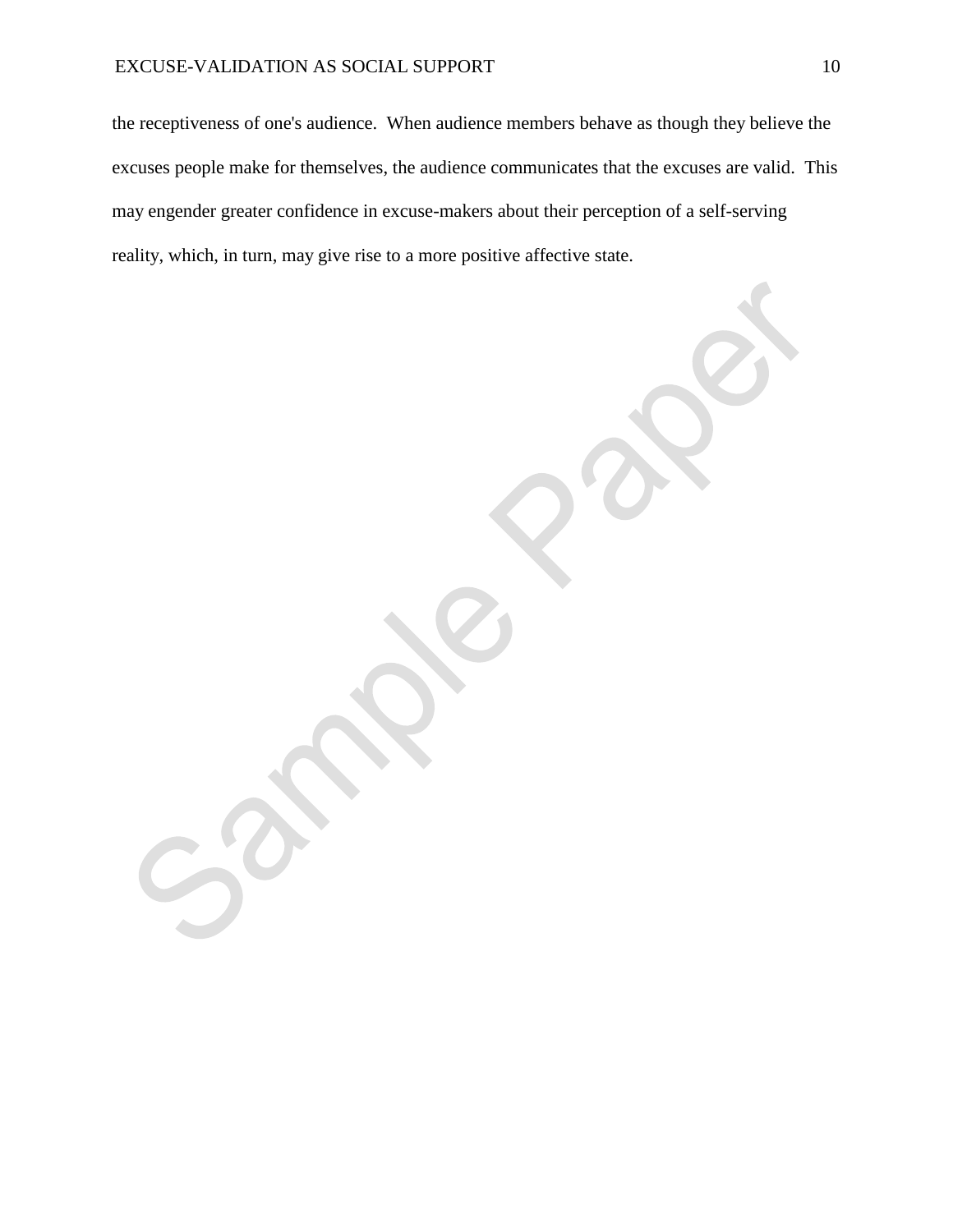the receptiveness of one's audience. When audience members behave as though they believe the excuses people make for themselves, the audience communicates that the excuses are valid. This may engender greater confidence in excuse-makers about their perception of a self-serving reality, which, in turn, may give rise to a more positive affective state.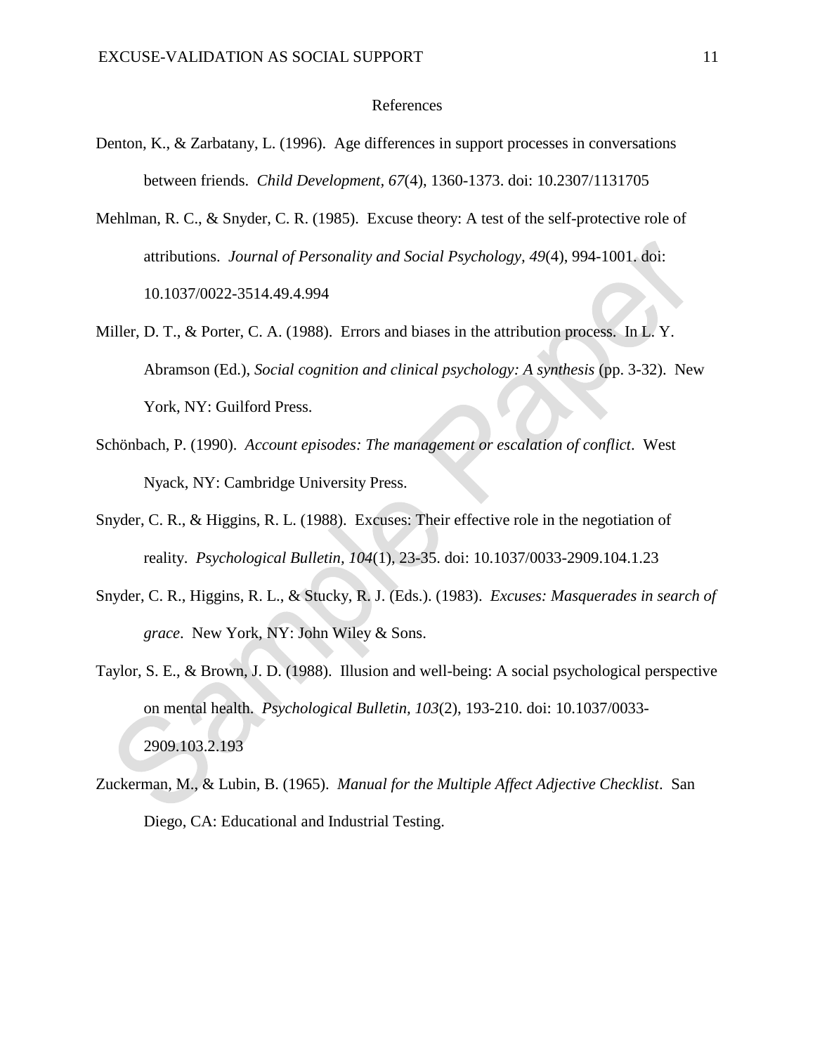# References

Denton, K., & Zarbatany, L. (1996). Age differences in support processes in conversations between friends. *Child Development, 67*(4), 1360-1373. doi: 10.2307/1131705

Mehlman, R. C., & Snyder, C. R. (1985). Excuse theory: A test of the self-protective role of attributions. *Journal of Personality and Social Psychology, 49*(4), 994-1001. doi: 10.1037/0022-3514.49.4.994

Miller, D. T., & Porter, C. A. (1988). Errors and biases in the attribution process. In L. Y. Abramson (Ed.), *Social cognition and clinical psychology: A synthesis* (pp. 3-32). New York, NY: Guilford Press.

Schönbach, P. (1990). *Account episodes: The management or escalation of conflict*. West Nyack, NY: Cambridge University Press.

Snyder, C. R., & Higgins, R. L. (1988). Excuses: Their effective role in the negotiation of reality. *Psychological Bulletin, 104*(1), 23-35. doi: 10.1037/0033-2909.104.1.23

Snyder, C. R., Higgins, R. L., & Stucky, R. J. (Eds.). (1983). *Excuses: Masquerades in search of grace*. New York, NY: John Wiley & Sons.

Taylor, S. E., & Brown, J. D. (1988). Illusion and well-being: A social psychological perspective on mental health. *Psychological Bulletin, 103*(2), 193-210. doi: 10.1037/0033-2909.103.2.193

Zuckerman, M., & Lubin, B. (1965). *Manual for the Multiple Affect Adjective Checklist*. San Diego, CA: Educational and Industrial Testing.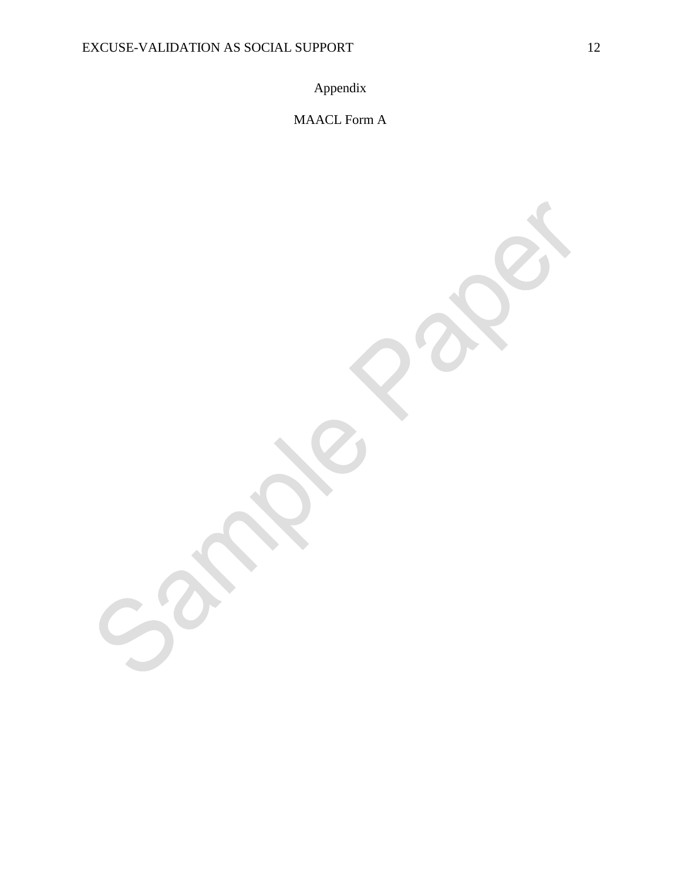# Appendix

## MAACL Form A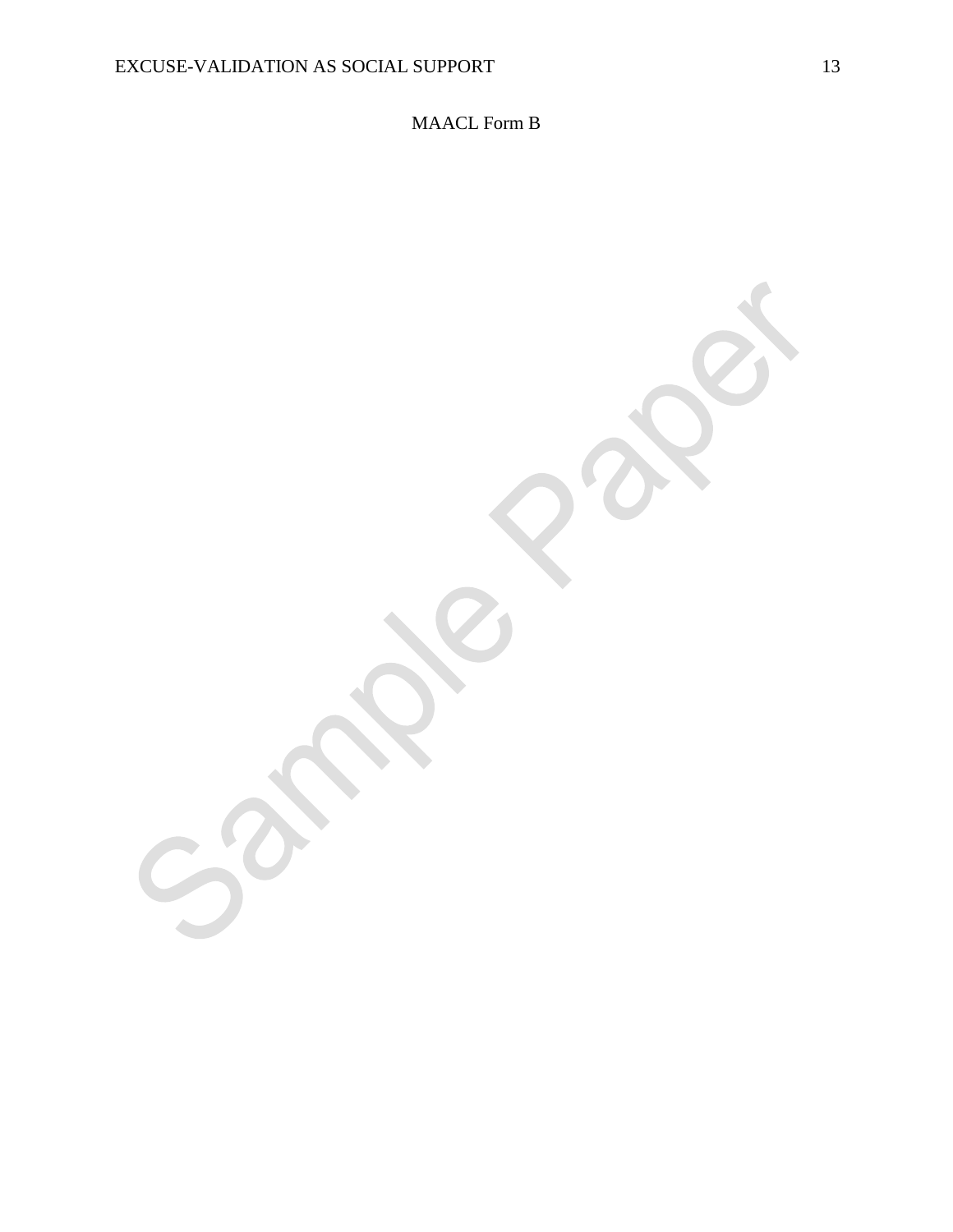MAACL Form B